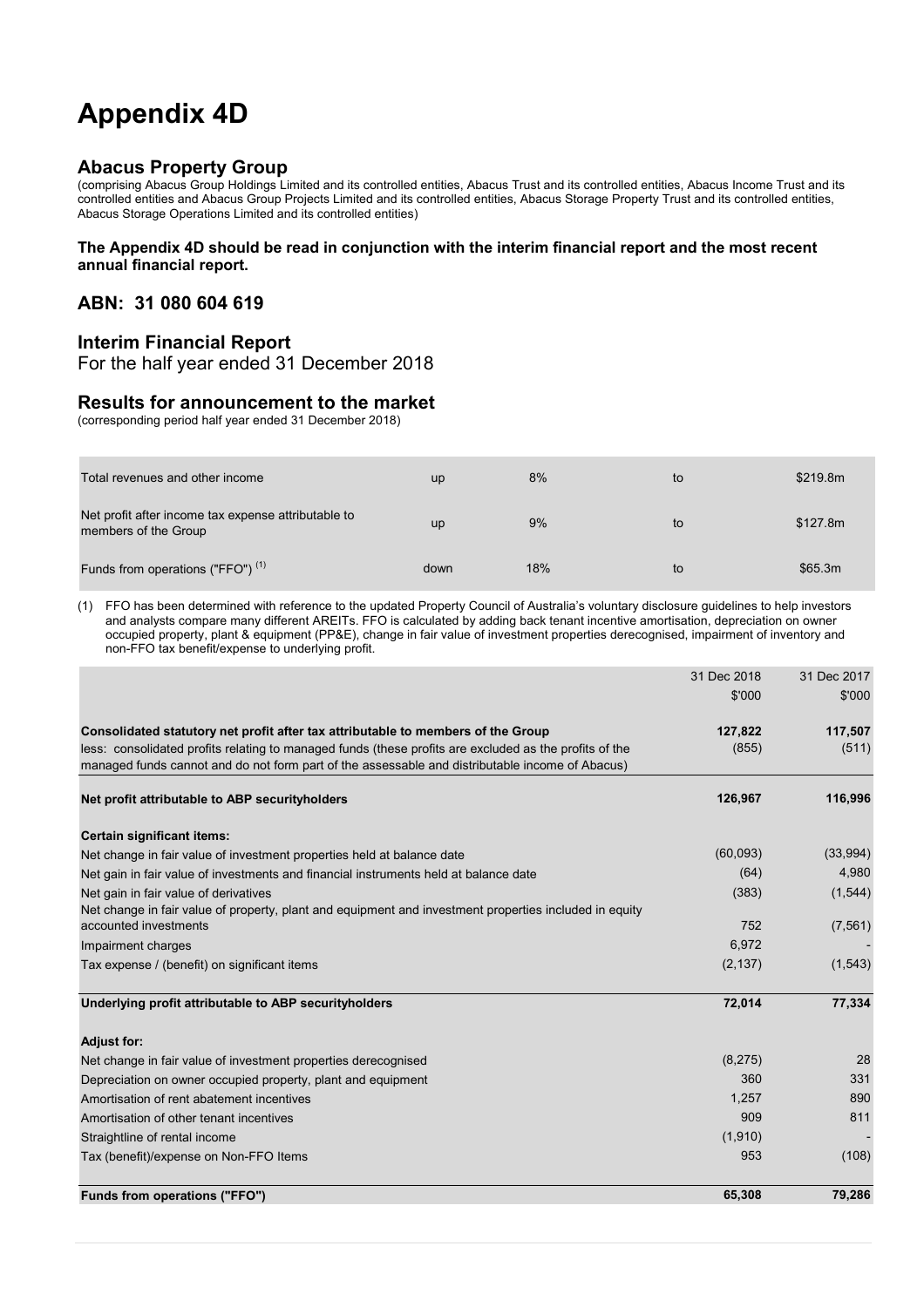# Appendix 4D

## Abacus Property Group

(comprising Abacus Group Holdings Limited and its controlled entities, Abacus Trust and its controlled entities, Abacus Income Trust and its controlled entities and Abacus Group Projects Limited and its controlled entities, Abacus Storage Property Trust and its controlled entities, Abacus Storage Operations Limited and its controlled entities)

**The Appendix 4D should be read in conjunction with the interim financial report and the most recent annual financial report.**

## ABN: 31 080 604 619

## Interim Financial Report

For the half year ended 31 December 2018

## Results for announcement to the market

(corresponding period half year ended 31 December 2018)

| | | | | |
|---|---|---|---|---|
| Total revenues and other income | up | 8% | to | $219.8m |
| Net profit after income tax expense attributable to members of the Group | up | 9% | to | $127.8m |
| Funds from operations ("FFO") [(1)] | down | 18% | to | $65.3m |

(1) FFO has been determined with reference to the updated Property Council of Australia's voluntary disclosure guidelines to help investors and analysts compare many different AREITs. FFO is calculated by adding back tenant incentive amortisation, depreciation on owner occupied property, plant & equipment (PP&E), change in fair value of investment properties derecognised, impairment of inventory and non-FFO tax benefit/expense to underlying profit.

| | 31 Dec 2018 $'000 | 31 Dec 2017 $'000 |
|---|---|---|
| **Consolidated statutory net profit after tax attributable to members of the Group** | **127,822** | **117,507** |
| less: consolidated profits relating to managed funds (these profits are excluded as the profits of the managed funds cannot and do not form part of the assessable and distributable income of Abacus) | (855) | (511) |
| **Net profit attributable to ABP securityholders** | **126,967** | **116,996** |
| **Certain significant items:** | | |
| Net change in fair value of investment properties held at balance date | (60,093) | (33,994) |
| Net gain in fair value of investments and financial instruments held at balance date | (64) | 4,980 |
| Net gain in fair value of derivatives | (383) | (1,544) |
| Net change in fair value of property, plant and equipment and investment properties included in equity accounted investments | 752 | (7,561) |
| Impairment charges | 6,972 | - |
| Tax expense / (benefit) on significant items | (2,137) | (1,543) |
| **Underlying profit attributable to ABP securityholders** | **72,014** | **77,334** |
| **Adjust for:** | | |
| Net change in fair value of investment properties derecognised | (8,275) | 28 |
| Depreciation on owner occupied property, plant and equipment | 360 | 331 |
| Amortisation of rent abatement incentives | 1,257 | 890 |
| Amortisation of other tenant incentives | 909 | 811 |
| Straightline of rental income | (1,910) | - |
| Tax (benefit)/expense on Non-FFO Items | 953 | (108) |
| **Funds from operations ("FFO")** | **65,308** | **79,286** |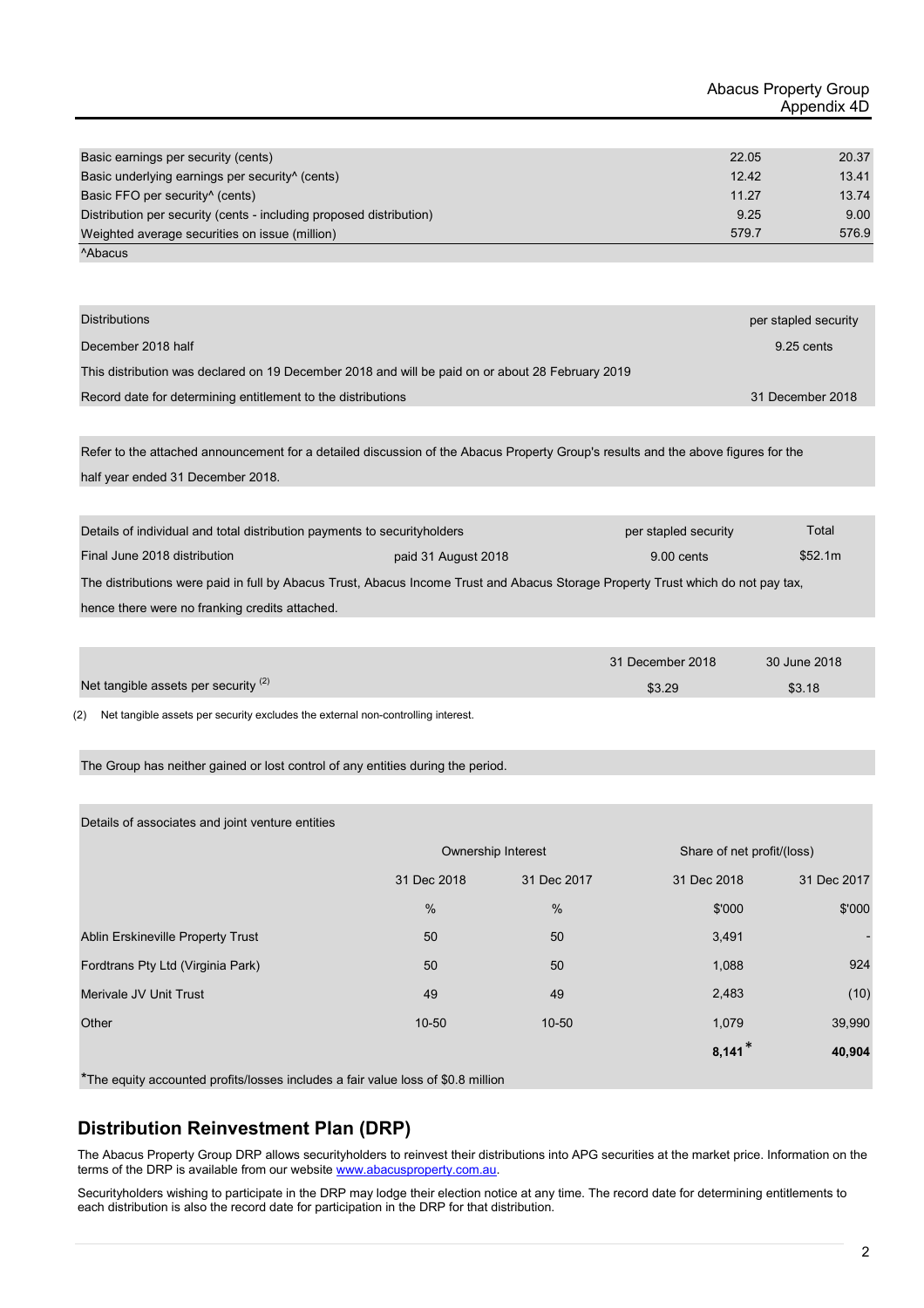| | | |
|---|---|---|
| Basic earnings per security (cents) | 22.05 | 20.37 |
| Basic underlying earnings per security^ (cents) | 12.42 | 13.41 |
| Basic FFO per security^ (cents) | 11.27 | 13.74 |
| Distribution per security (cents - including proposed distribution) | 9.25 | 9.00 |
| Weighted average securities on issue (million) | 579.7 | 576.9 |

^Abacus

| Distributions | per stapled security |
|---|---|
| December 2018 half | 9.25 cents |
| This distribution was declared on 19 December 2018 and will be paid on or about 28 February 2019 | |
| Record date for determining entitlement to the distributions | 31 December 2018 |

Refer to the attached announcement for a detailed discussion of the Abacus Property Group's results and the above figures for the half year ended 31 December 2018.

| Details of individual and total distribution payments to securityholders | | per stapled security | Total |
|---|---|---|---|
| Final June 2018 distribution | paid 31 August 2018 | 9.00 cents | $52.1m |

The distributions were paid in full by Abacus Trust, Abacus Income Trust and Abacus Storage Property Trust which do not pay tax, hence there were no franking credits attached.

| | 31 December 2018 | 30 June 2018 |
|---|---|---|
| Net tangible assets per security (2) | $3.29 | $3.18 |

(2) Net tangible assets per security excludes the external non-controlling interest.

The Group has neither gained or lost control of any entities during the period.

Details of associates and joint venture entities

| | Ownership Interest | | Share of net profit/(loss) | |
|---|---|---|---|---|
| | 31 Dec 2018 | 31 Dec 2017 | 31 Dec 2018 | 31 Dec 2017 |
| | % | % | $'000 | $'000 |
| Ablin Erskineville Property Trust | 50 | 50 | 3,491 | - |
| Fordtrans Pty Ltd (Virginia Park) | 50 | 50 | 1,088 | 924 |
| Merivale JV Unit Trust | 49 | 49 | 2,483 | (10) |
| Other | 10-50 | 10-50 | 1,079 | 39,990 |
| | | | **8,141** * | **40,904** |

*The equity accounted profits/losses includes a fair value loss of $0.8 million

## Distribution Reinvestment Plan (DRP)

The Abacus Property Group DRP allows securityholders to reinvest their distributions into APG securities at the market price. Information on the terms of the DRP is available from our website www.abacusproperty.com.au.

Securityholders wishing to participate in the DRP may lodge their election notice at any time. The record date for determining entitlements to each distribution is also the record date for participation in the DRP for that distribution.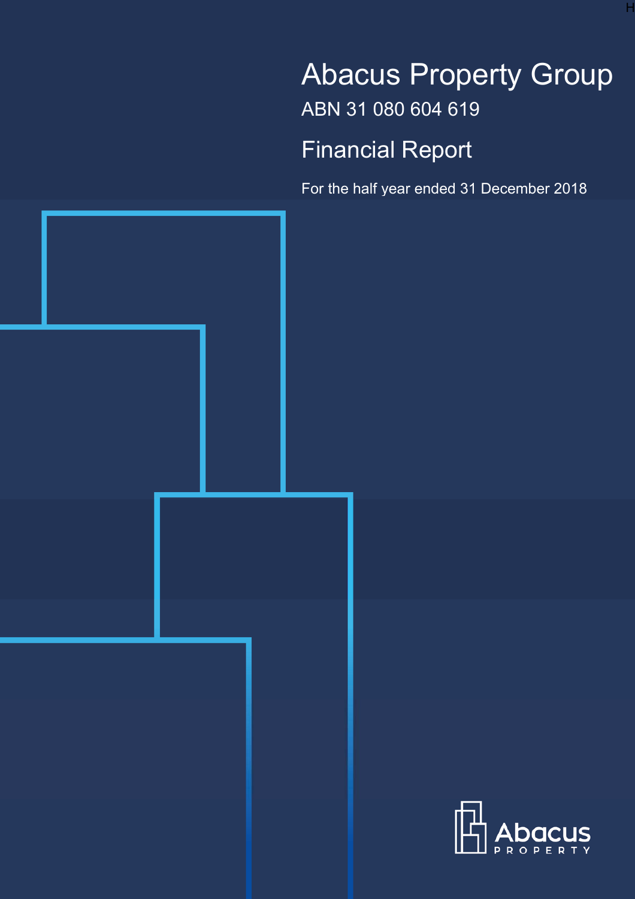# Abacus Property Group

ABN 31 080 604 619

## Financial Report

For the half year ended 31 December 2018

Abacus

PROPERTY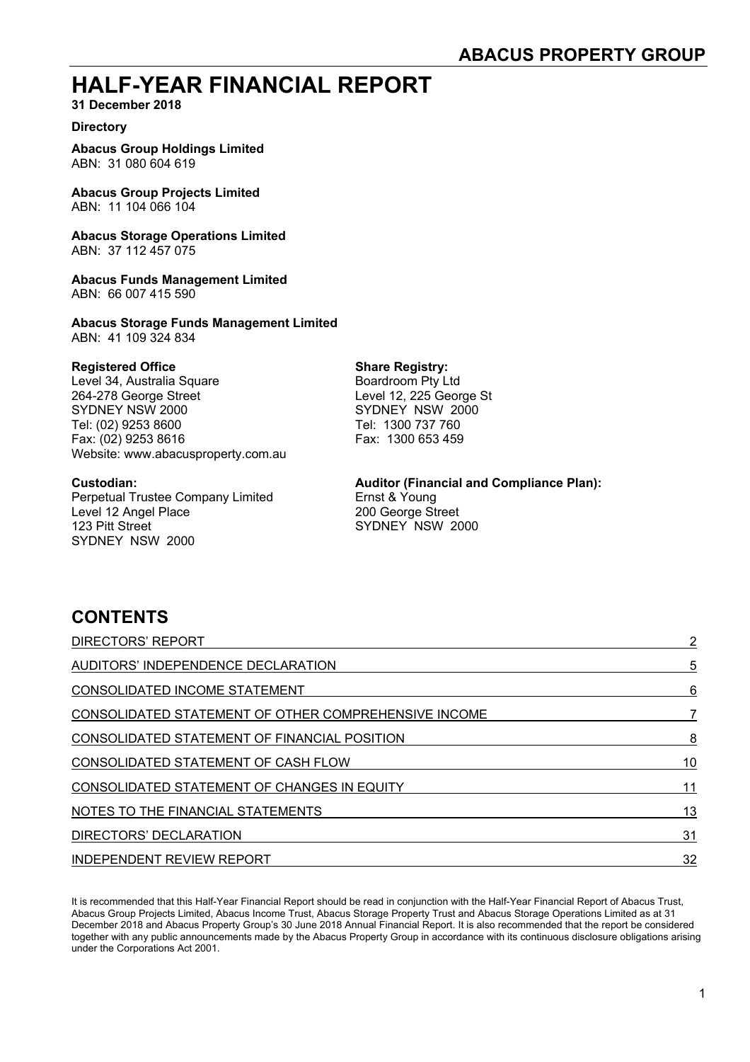## ABACUS PROPERTY GROUP

# HALF-YEAR FINANCIAL REPORT

**31 December 2018**

**Directory**

**Abacus Group Holdings Limited**
ABN: 31 080 604 619

**Abacus Group Projects Limited**
ABN: 11 104 066 104

**Abacus Storage Operations Limited**
ABN: 37 112 457 075

**Abacus Funds Management Limited**
ABN: 66 007 415 590

**Abacus Storage Funds Management Limited**
ABN: 41 109 324 834

**Registered Office**
Level 34, Australia Square
264-278 George Street
SYDNEY NSW 2000
Tel: (02) 9253 8600
Fax: (02) 9253 8616
Website: www.abacusproperty.com.au

**Share Registry:**
Boardroom Pty Ltd
Level 12, 225 George St
SYDNEY NSW 2000
Tel: 1300 737 760
Fax: 1300 653 459

**Custodian:**
Perpetual Trustee Company Limited
Level 12 Angel Place
123 Pitt Street
SYDNEY NSW 2000

**Auditor (Financial and Compliance Plan):**
Ernst & Young
200 George Street
SYDNEY NSW 2000

## CONTENTS

| | |
|---|---|
| DIRECTORS' REPORT | 2 |
| AUDITORS' INDEPENDENCE DECLARATION | 5 |
| CONSOLIDATED INCOME STATEMENT | 6 |
| CONSOLIDATED STATEMENT OF OTHER COMPREHENSIVE INCOME | 7 |
| CONSOLIDATED STATEMENT OF FINANCIAL POSITION | 8 |
| CONSOLIDATED STATEMENT OF CASH FLOW | 10 |
| CONSOLIDATED STATEMENT OF CHANGES IN EQUITY | 11 |
| NOTES TO THE FINANCIAL STATEMENTS | 13 |
| DIRECTORS' DECLARATION | 31 |
| INDEPENDENT REVIEW REPORT | 32 |

It is recommended that this Half-Year Financial Report should be read in conjunction with the Half-Year Financial Report of Abacus Trust, Abacus Group Projects Limited, Abacus Income Trust, Abacus Storage Property Trust and Abacus Storage Operations Limited as at 31 December 2018 and Abacus Property Group's 30 June 2018 Annual Financial Report. It is also recommended that the report be considered together with any public announcements made by the Abacus Property Group in accordance with its continuous disclosure obligations arising under the Corporations Act 2001.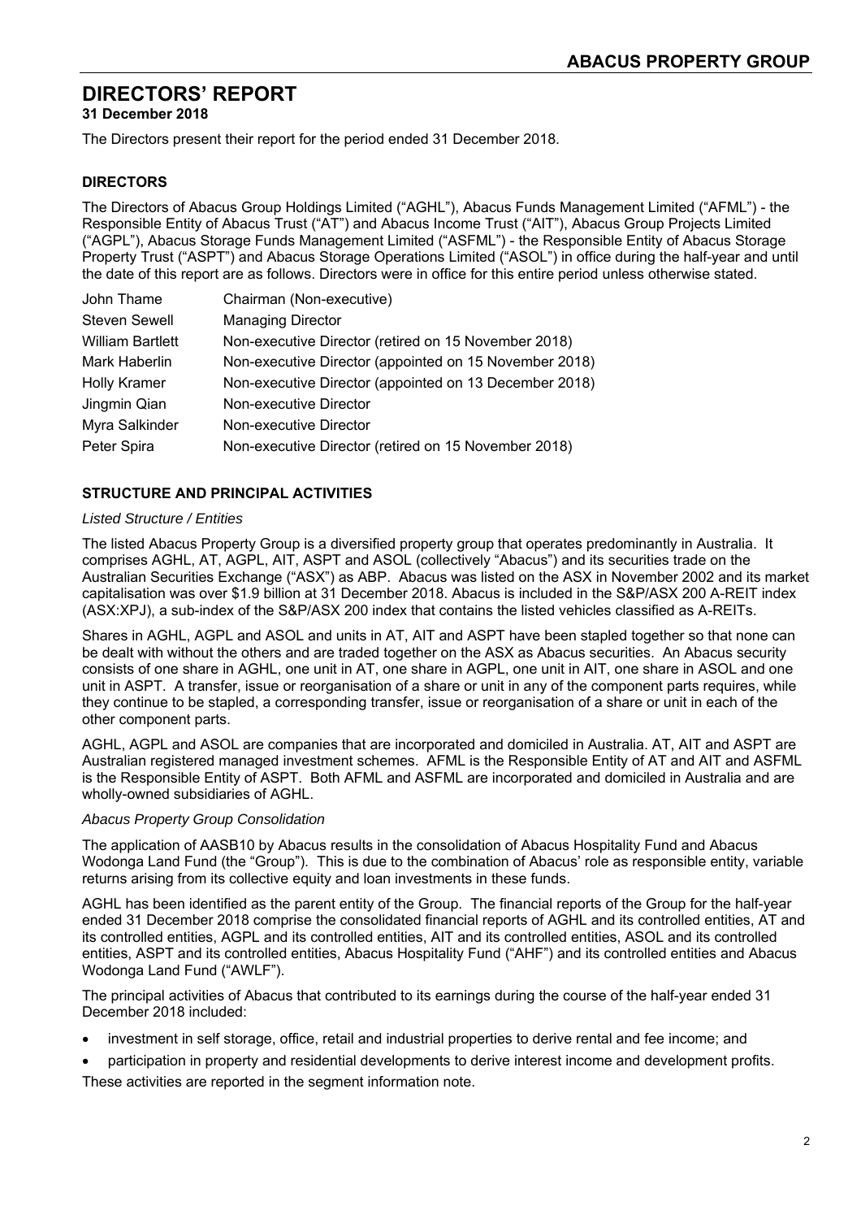# DIRECTORS' REPORT

**31 December 2018**

The Directors present their report for the period ended 31 December 2018.

## DIRECTORS

The Directors of Abacus Group Holdings Limited ("AGHL"), Abacus Funds Management Limited ("AFML") - the Responsible Entity of Abacus Trust ("AT") and Abacus Income Trust ("AIT"), Abacus Group Projects Limited ("AGPL"), Abacus Storage Funds Management Limited ("ASFML") - the Responsible Entity of Abacus Storage Property Trust ("ASPT") and Abacus Storage Operations Limited ("ASOL") in office during the half-year and until the date of this report are as follows. Directors were in office for this entire period unless otherwise stated.

| | |
|---|---|
| John Thame | Chairman (Non-executive) |
| Steven Sewell | Managing Director |
| William Bartlett | Non-executive Director (retired on 15 November 2018) |
| Mark Haberlin | Non-executive Director (appointed on 15 November 2018) |
| Holly Kramer | Non-executive Director (appointed on 13 December 2018) |
| Jingmin Qian | Non-executive Director |
| Myra Salkinder | Non-executive Director |
| Peter Spira | Non-executive Director (retired on 15 November 2018) |

## STRUCTURE AND PRINCIPAL ACTIVITIES

*Listed Structure / Entities*

The listed Abacus Property Group is a diversified property group that operates predominantly in Australia. It comprises AGHL, AT, AGPL, AIT, ASPT and ASOL (collectively "Abacus") and its securities trade on the Australian Securities Exchange ("ASX") as ABP. Abacus was listed on the ASX in November 2002 and its market capitalisation was over $1.9 billion at 31 December 2018. Abacus is included in the S&P/ASX 200 A-REIT index (ASX:XPJ), a sub-index of the S&P/ASX 200 index that contains the listed vehicles classified as A-REITs.

Shares in AGHL, AGPL and ASOL and units in AT, AIT and ASPT have been stapled together so that none can be dealt with without the others and are traded together on the ASX as Abacus securities. An Abacus security consists of one share in AGHL, one unit in AT, one share in AGPL, one unit in AIT, one share in ASOL and one unit in ASPT. A transfer, issue or reorganisation of a share or unit in any of the component parts requires, while they continue to be stapled, a corresponding transfer, issue or reorganisation of a share or unit in each of the other component parts.

AGHL, AGPL and ASOL are companies that are incorporated and domiciled in Australia. AT, AIT and ASPT are Australian registered managed investment schemes. AFML is the Responsible Entity of AT and AIT and ASFML is the Responsible Entity of ASPT. Both AFML and ASFML are incorporated and domiciled in Australia and are wholly-owned subsidiaries of AGHL.

*Abacus Property Group Consolidation*

The application of AASB10 by Abacus results in the consolidation of Abacus Hospitality Fund and Abacus Wodonga Land Fund (the "Group"). This is due to the combination of Abacus' role as responsible entity, variable returns arising from its collective equity and loan investments in these funds.

AGHL has been identified as the parent entity of the Group. The financial reports of the Group for the half-year ended 31 December 2018 comprise the consolidated financial reports of AGHL and its controlled entities, AT and its controlled entities, AGPL and its controlled entities, AIT and its controlled entities, ASOL and its controlled entities, ASPT and its controlled entities, Abacus Hospitality Fund ("AHF") and its controlled entities and Abacus Wodonga Land Fund ("AWLF").

The principal activities of Abacus that contributed to its earnings during the course of the half-year ended 31 December 2018 included:

- investment in self storage, office, retail and industrial properties to derive rental and fee income; and
- participation in property and residential developments to derive interest income and development profits.

These activities are reported in the segment information note.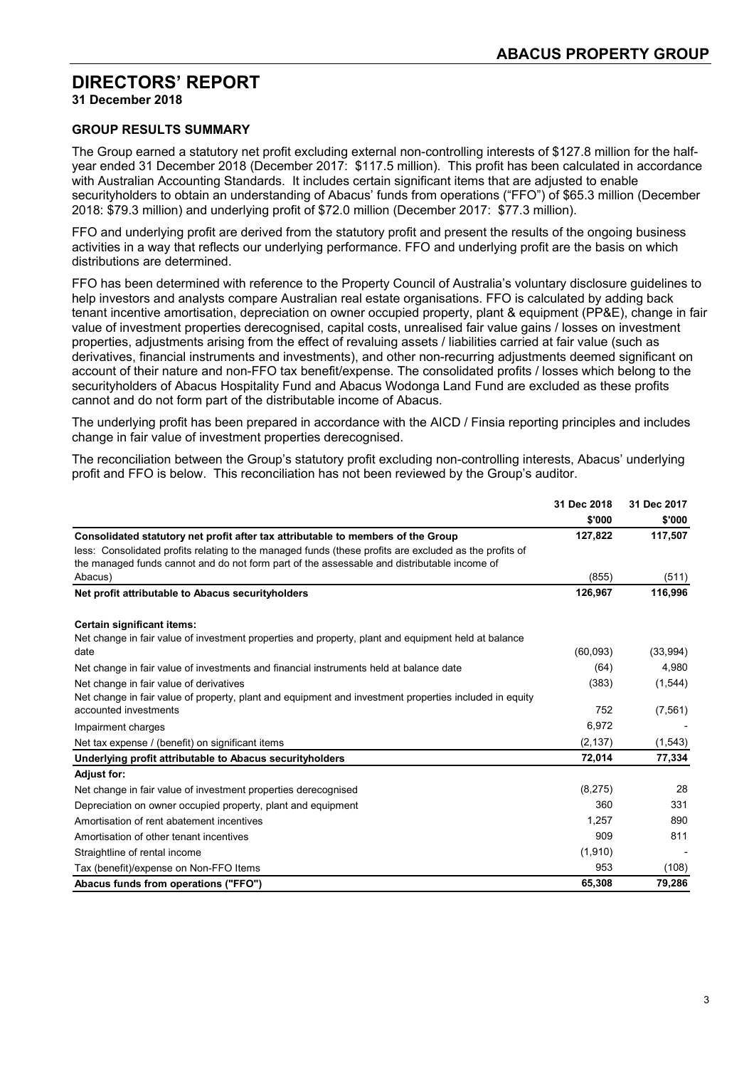# DIRECTORS' REPORT

**31 December 2018**

### GROUP RESULTS SUMMARY

The Group earned a statutory net profit excluding external non-controlling interests of $127.8 million for the half-year ended 31 December 2018 (December 2017: $117.5 million). This profit has been calculated in accordance with Australian Accounting Standards. It includes certain significant items that are adjusted to enable securityholders to obtain an understanding of Abacus' funds from operations ("FFO") of $65.3 million (December 2018: $79.3 million) and underlying profit of $72.0 million (December 2017: $77.3 million).

FFO and underlying profit are derived from the statutory profit and present the results of the ongoing business activities in a way that reflects our underlying performance. FFO and underlying profit are the basis on which distributions are determined.

FFO has been determined with reference to the Property Council of Australia's voluntary disclosure guidelines to help investors and analysts compare Australian real estate organisations. FFO is calculated by adding back tenant incentive amortisation, depreciation on owner occupied property, plant & equipment (PP&E), change in fair value of investment properties derecognised, capital costs, unrealised fair value gains / losses on investment properties, adjustments arising from the effect of revaluing assets / liabilities carried at fair value (such as derivatives, financial instruments and investments), and other non-recurring adjustments deemed significant on account of their nature and non-FFO tax benefit/expense. The consolidated profits / losses which belong to the securityholders of Abacus Hospitality Fund and Abacus Wodonga Land Fund are excluded as these profits cannot and do not form part of the distributable income of Abacus.

The underlying profit has been prepared in accordance with the AICD / Finsia reporting principles and includes change in fair value of investment properties derecognised.

The reconciliation between the Group's statutory profit excluding non-controlling interests, Abacus' underlying profit and FFO is below. This reconciliation has not been reviewed by the Group's auditor.

| | 31 Dec 2018 | 31 Dec 2017 |
|---|---|---|
| | $'000 | $'000 |
| **Consolidated statutory net profit after tax attributable to members of the Group** | 127,822 | 117,507 |
| less: Consolidated profits relating to the managed funds (these profits are excluded as the profits of the managed funds cannot and do not form part of the assessable and distributable income of Abacus) | (855) | (511) |
| **Net profit attributable to Abacus securityholders** | 126,967 | 116,996 |
| **Certain significant items:** | | |
| Net change in fair value of investment properties and property, plant and equipment held at balance date | (60,093) | (33,994) |
| Net change in fair value of investments and financial instruments held at balance date | (64) | 4,980 |
| Net change in fair value of derivatives | (383) | (1,544) |
| Net change in fair value of property, plant and equipment and investment properties included in equity accounted investments | 752 | (7,561) |
| Impairment charges | 6,972 | - |
| Net tax expense / (benefit) on significant items | (2,137) | (1,543) |
| **Underlying profit attributable to Abacus securityholders** | 72,014 | 77,334 |
| **Adjust for:** | | |
| Net change in fair value of investment properties derecognised | (8,275) | 28 |
| Depreciation on owner occupied property, plant and equipment | 360 | 331 |
| Amortisation of rent abatement incentives | 1,257 | 890 |
| Amortisation of other tenant incentives | 909 | 811 |
| Straightline of rental income | (1,910) | - |
| Tax (benefit)/expense on Non-FFO Items | 953 | (108) |
| **Abacus funds from operations ("FFO")** | 65,308 | 79,286 |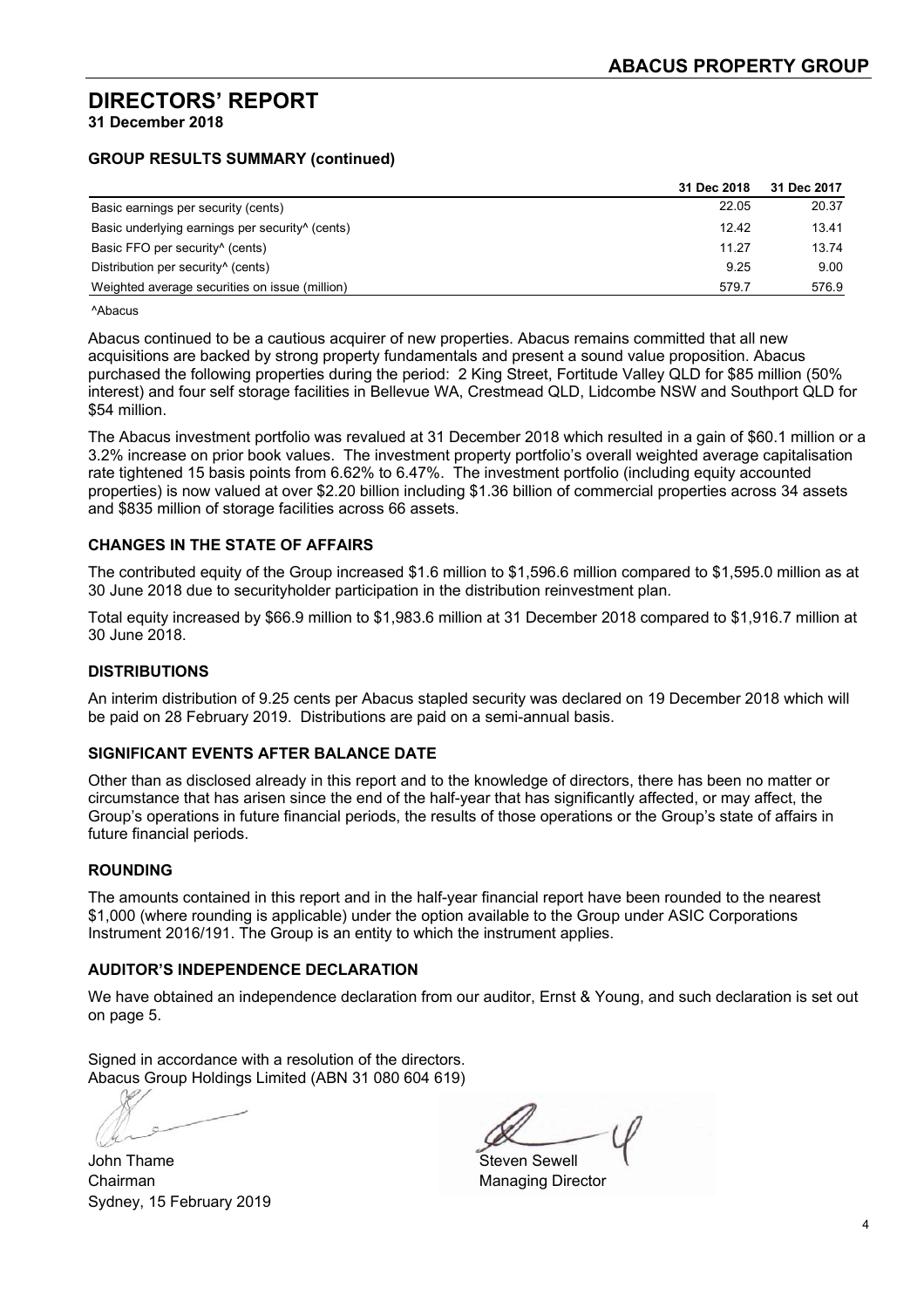# DIRECTORS' REPORT

**31 December 2018**

### GROUP RESULTS SUMMARY (continued)

| | 31 Dec 2018 | 31 Dec 2017 |
|---|---|---|
| Basic earnings per security (cents) | 22.05 | 20.37 |
| Basic underlying earnings per security^ (cents) | 12.42 | 13.41 |
| Basic FFO per security^ (cents) | 11.27 | 13.74 |
| Distribution per security^ (cents) | 9.25 | 9.00 |
| Weighted average securities on issue (million) | 579.7 | 576.9 |

^Abacus

Abacus continued to be a cautious acquirer of new properties. Abacus remains committed that all new acquisitions are backed by strong property fundamentals and present a sound value proposition. Abacus purchased the following properties during the period: 2 King Street, Fortitude Valley QLD for $85 million (50% interest) and four self storage facilities in Bellevue WA, Crestmead QLD, Lidcombe NSW and Southport QLD for $54 million.

The Abacus investment portfolio was revalued at 31 December 2018 which resulted in a gain of $60.1 million or a 3.2% increase on prior book values. The investment property portfolio's overall weighted average capitalisation rate tightened 15 basis points from 6.62% to 6.47%. The investment portfolio (including equity accounted properties) is now valued at over $2.20 billion including $1.36 billion of commercial properties across 34 assets and $835 million of storage facilities across 66 assets.

### CHANGES IN THE STATE OF AFFAIRS

The contributed equity of the Group increased $1.6 million to $1,596.6 million compared to $1,595.0 million as at 30 June 2018 due to securityholder participation in the distribution reinvestment plan.

Total equity increased by $66.9 million to $1,983.6 million at 31 December 2018 compared to $1,916.7 million at 30 June 2018.

### DISTRIBUTIONS

An interim distribution of 9.25 cents per Abacus stapled security was declared on 19 December 2018 which will be paid on 28 February 2019. Distributions are paid on a semi-annual basis.

### SIGNIFICANT EVENTS AFTER BALANCE DATE

Other than as disclosed already in this report and to the knowledge of directors, there has been no matter or circumstance that has arisen since the end of the half-year that has significantly affected, or may affect, the Group's operations in future financial periods, the results of those operations or the Group's state of affairs in future financial periods.

### ROUNDING

The amounts contained in this report and in the half-year financial report have been rounded to the nearest $1,000 (where rounding is applicable) under the option available to the Group under ASIC Corporations Instrument 2016/191. The Group is an entity to which the instrument applies.

### AUDITOR'S INDEPENDENCE DECLARATION

We have obtained an independence declaration from our auditor, Ernst & Young, and such declaration is set out on page 5.

Signed in accordance with a resolution of the directors.
Abacus Group Holdings Limited (ABN 31 080 604 619)

John Thame
Chairman
Sydney, 15 February 2019

Steven Sewell
Managing Director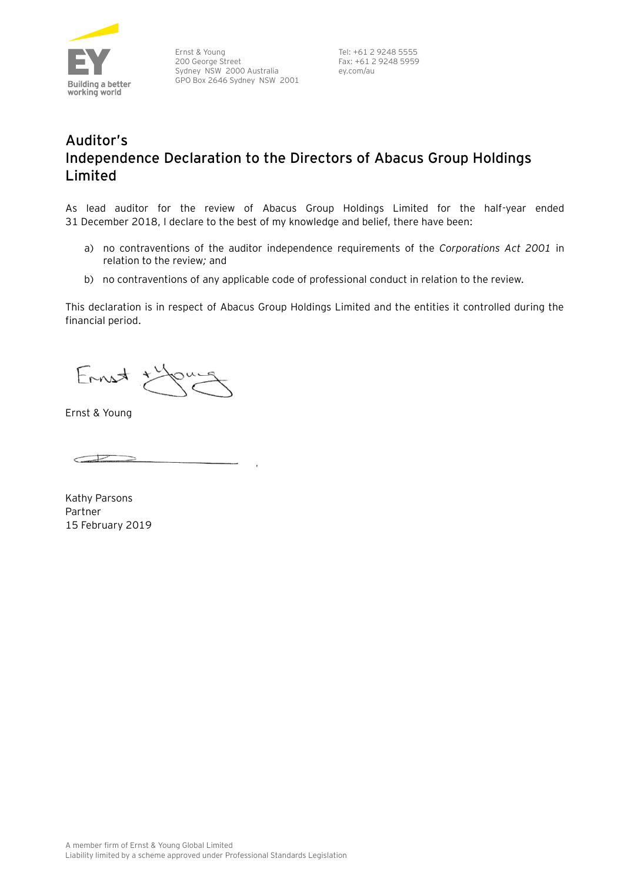Ernst & Young
200 George Street
Sydney NSW 2000 Australia
GPO Box 2646 Sydney NSW 2001

Tel: +61 2 9248 5555
Fax: +61 2 9248 5959
ey.com/au

# Auditor's Independence Declaration to the Directors of Abacus Group Holdings Limited

As lead auditor for the review of Abacus Group Holdings Limited for the half-year ended 31 December 2018, I declare to the best of my knowledge and belief, there have been:

a) no contraventions of the auditor independence requirements of the *Corporations Act 2001* in relation to the review*;* and

b) no contraventions of any applicable code of professional conduct in relation to the review.

This declaration is in respect of Abacus Group Holdings Limited and the entities it controlled during the financial period.

Ernst & Young

Kathy Parsons
Partner
15 February 2019

A member firm of Ernst & Young Global Limited
Liability limited by a scheme approved under Professional Standards Legislation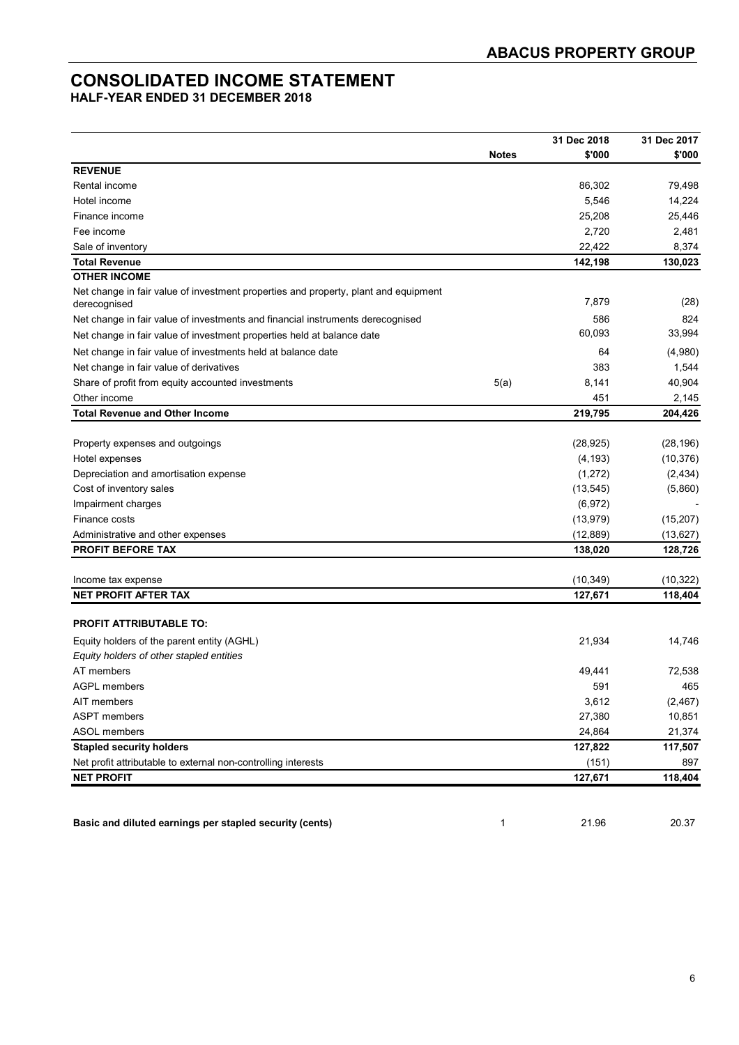# CONSOLIDATED INCOME STATEMENT
## HALF-YEAR ENDED 31 DECEMBER 2018

| | Notes | 31 Dec 2018 $'000 | 31 Dec 2017 $'000 |
|---|---|---|---|
| **REVENUE** | | | |
| Rental income | | 86,302 | 79,498 |
| Hotel income | | 5,546 | 14,224 |
| Finance income | | 25,208 | 25,446 |
| Fee income | | 2,720 | 2,481 |
| Sale of inventory | | 22,422 | 8,374 |
| **Total Revenue** | | **142,198** | **130,023** |
| **OTHER INCOME** | | | |
| Net change in fair value of investment properties and property, plant and equipment derecognised | | 7,879 | (28) |
| Net change in fair value of investments and financial instruments derecognised | | 586 | 824 |
| Net change in fair value of investment properties held at balance date | | 60,093 | 33,994 |
| Net change in fair value of investments held at balance date | | 64 | (4,980) |
| Net change in fair value of derivatives | | 383 | 1,544 |
| Share of profit from equity accounted investments | 5(a) | 8,141 | 40,904 |
| Other income | | 451 | 2,145 |
| **Total Revenue and Other Income** | | **219,795** | **204,426** |
| | | | |
| Property expenses and outgoings | | (28,925) | (28,196) |
| Hotel expenses | | (4,193) | (10,376) |
| Depreciation and amortisation expense | | (1,272) | (2,434) |
| Cost of inventory sales | | (13,545) | (5,860) |
| Impairment charges | | (6,972) | - |
| Finance costs | | (13,979) | (15,207) |
| Administrative and other expenses | | (12,889) | (13,627) |
| **PROFIT BEFORE TAX** | | **138,020** | **128,726** |
| | | | |
| Income tax expense | | (10,349) | (10,322) |
| **NET PROFIT AFTER TAX** | | **127,671** | **118,404** |
| | | | |
| **PROFIT ATTRIBUTABLE TO:** | | | |
| Equity holders of the parent entity (AGHL) | | 21,934 | 14,746 |
| *Equity holders of other stapled entities* | | | |
| AT members | | 49,441 | 72,538 |
| AGPL members | | 591 | 465 |
| AIT members | | 3,612 | (2,467) |
| ASPT members | | 27,380 | 10,851 |
| ASOL members | | 24,864 | 21,374 |
| **Stapled security holders** | | **127,822** | **117,507** |
| Net profit attributable to external non-controlling interests | | (151) | 897 |
| **NET PROFIT** | | **127,671** | **118,404** |
| | | | |
| **Basic and diluted earnings per stapled security (cents)** | 1 | 21.96 | 20.37 |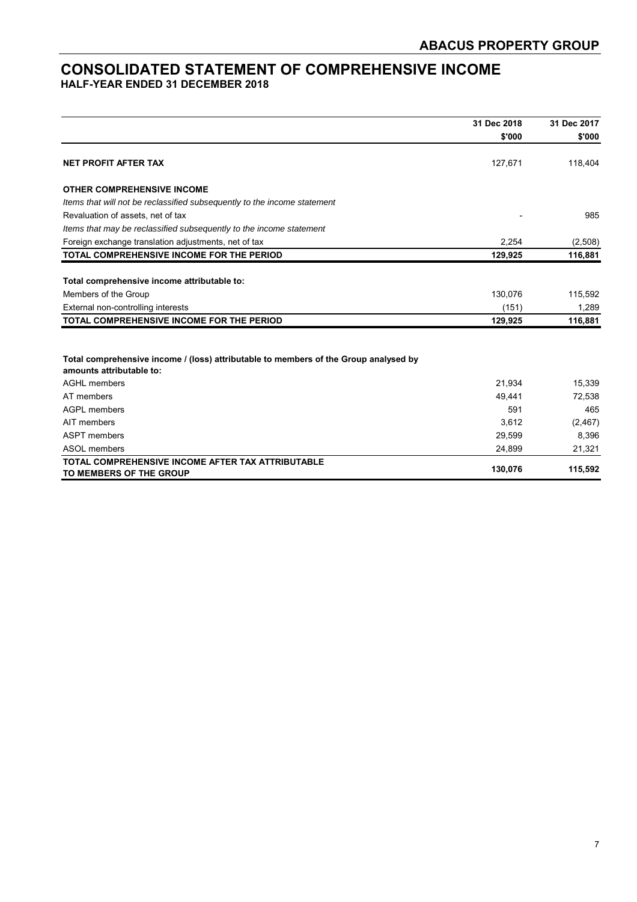# CONSOLIDATED STATEMENT OF COMPREHENSIVE INCOME

## HALF-YEAR ENDED 31 DECEMBER 2018

| | 31 Dec 2018<br>$'000 | 31 Dec 2017<br>$'000 |
|---|---|---|
| **NET PROFIT AFTER TAX** | 127,671 | 118,404 |
| **OTHER COMPREHENSIVE INCOME** | | |
| *Items that will not be reclassified subsequently to the income statement* | | |
| Revaluation of assets, net of tax | - | 985 |
| *Items that may be reclassified subsequently to the income statement* | | |
| Foreign exchange translation adjustments, net of tax | 2,254 | (2,508) |
| **TOTAL COMPREHENSIVE INCOME FOR THE PERIOD** | **129,925** | **116,881** |
| **Total comprehensive income attributable to:** | | |
| Members of the Group | 130,076 | 115,592 |
| External non-controlling interests | (151) | 1,289 |
| **TOTAL COMPREHENSIVE INCOME FOR THE PERIOD** | **129,925** | **116,881** |
| **Total comprehensive income / (loss) attributable to members of the Group analysed by amounts attributable to:** | | |
| AGHL members | 21,934 | 15,339 |
| AT members | 49,441 | 72,538 |
| AGPL members | 591 | 465 |
| AIT members | 3,612 | (2,467) |
| ASPT members | 29,599 | 8,396 |
| ASOL members | 24,899 | 21,321 |
| **TOTAL COMPREHENSIVE INCOME AFTER TAX ATTRIBUTABLE TO MEMBERS OF THE GROUP** | **130,076** | **115,592** |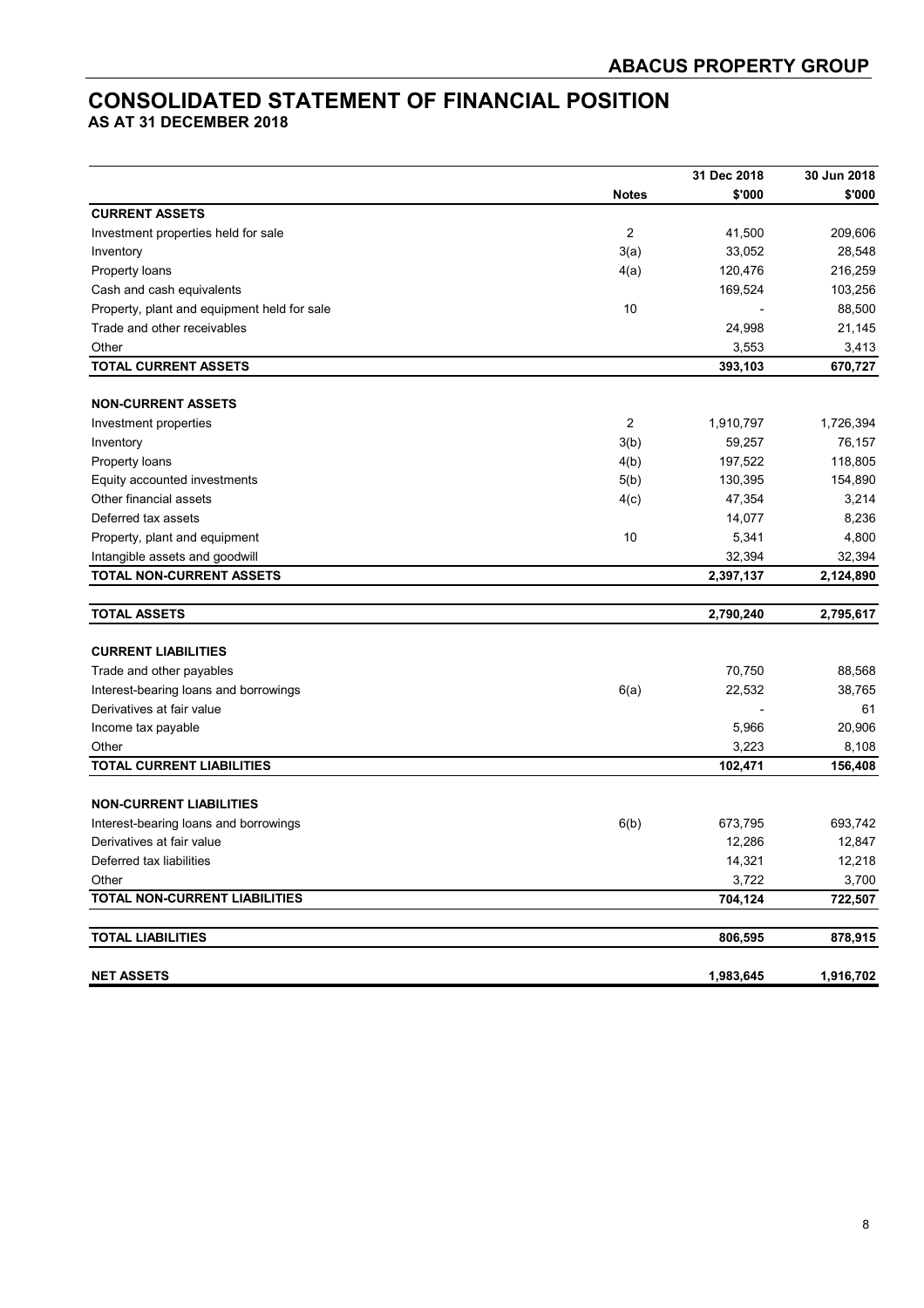# CONSOLIDATED STATEMENT OF FINANCIAL POSITION

## AS AT 31 DECEMBER 2018

| | Notes | 31 Dec 2018 $'000 | 30 Jun 2018 $'000 |
|---|---|---|---|
| **CURRENT ASSETS** | | | |
| Investment properties held for sale | 2 | 41,500 | 209,606 |
| Inventory | 3(a) | 33,052 | 28,548 |
| Property loans | 4(a) | 120,476 | 216,259 |
| Cash and cash equivalents | | 169,524 | 103,256 |
| Property, plant and equipment held for sale | 10 | - | 88,500 |
| Trade and other receivables | | 24,998 | 21,145 |
| Other | | 3,553 | 3,413 |
| **TOTAL CURRENT ASSETS** | | **393,103** | **670,727** |
| | | | |
| **NON-CURRENT ASSETS** | | | |
| Investment properties | 2 | 1,910,797 | 1,726,394 |
| Inventory | 3(b) | 59,257 | 76,157 |
| Property loans | 4(b) | 197,522 | 118,805 |
| Equity accounted investments | 5(b) | 130,395 | 154,890 |
| Other financial assets | 4(c) | 47,354 | 3,214 |
| Deferred tax assets | | 14,077 | 8,236 |
| Property, plant and equipment | 10 | 5,341 | 4,800 |
| Intangible assets and goodwill | | 32,394 | 32,394 |
| **TOTAL NON-CURRENT ASSETS** | | **2,397,137** | **2,124,890** |
| | | | |
| **TOTAL ASSETS** | | **2,790,240** | **2,795,617** |
| | | | |
| **CURRENT LIABILITIES** | | | |
| Trade and other payables | | 70,750 | 88,568 |
| Interest-bearing loans and borrowings | 6(a) | 22,532 | 38,765 |
| Derivatives at fair value | | - | 61 |
| Income tax payable | | 5,966 | 20,906 |
| Other | | 3,223 | 8,108 |
| **TOTAL CURRENT LIABILITIES** | | **102,471** | **156,408** |
| | | | |
| **NON-CURRENT LIABILITIES** | | | |
| Interest-bearing loans and borrowings | 6(b) | 673,795 | 693,742 |
| Derivatives at fair value | | 12,286 | 12,847 |
| Deferred tax liabilities | | 14,321 | 12,218 |
| Other | | 3,722 | 3,700 |
| **TOTAL NON-CURRENT LIABILITIES** | | **704,124** | **722,507** |
| | | | |
| **TOTAL LIABILITIES** | | **806,595** | **878,915** |
| | | | |
| **NET ASSETS** | | **1,983,645** | **1,916,702** |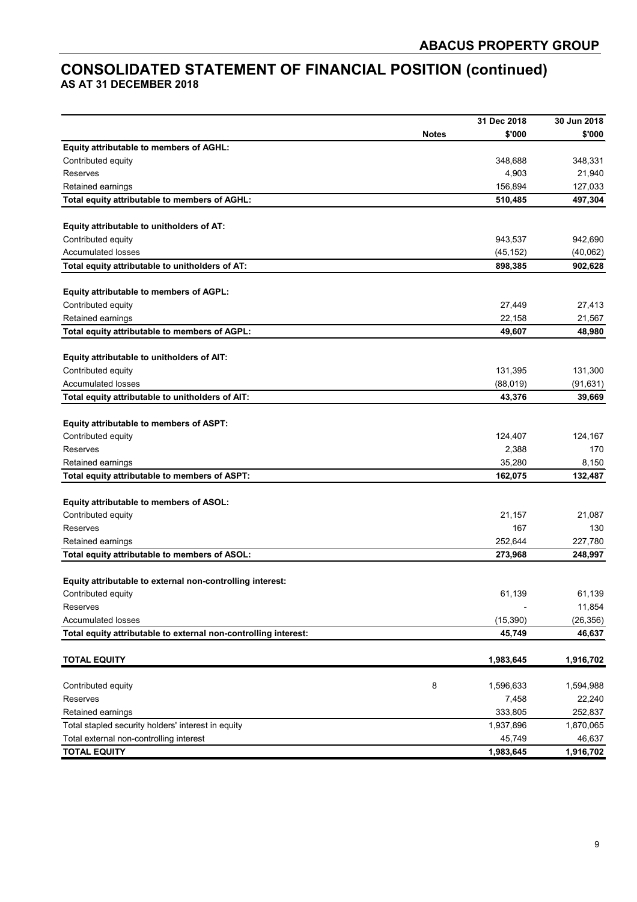# CONSOLIDATED STATEMENT OF FINANCIAL POSITION (continued)

**AS AT 31 DECEMBER 2018**

| | Notes | 31 Dec 2018 $'000 | 30 Jun 2018 $'000 |
|---|---|---|---|
| **Equity attributable to members of AGHL:** | | | |
| Contributed equity | | 348,688 | 348,331 |
| Reserves | | 4,903 | 21,940 |
| Retained earnings | | 156,894 | 127,033 |
| **Total equity attributable to members of AGHL:** | | **510,485** | **497,304** |
| | | | |
| **Equity attributable to unitholders of AT:** | | | |
| Contributed equity | | 943,537 | 942,690 |
| Accumulated losses | | (45,152) | (40,062) |
| **Total equity attributable to unitholders of AT:** | | **898,385** | **902,628** |
| | | | |
| **Equity attributable to members of AGPL:** | | | |
| Contributed equity | | 27,449 | 27,413 |
| Retained earnings | | 22,158 | 21,567 |
| **Total equity attributable to members of AGPL:** | | **49,607** | **48,980** |
| | | | |
| **Equity attributable to unitholders of AIT:** | | | |
| Contributed equity | | 131,395 | 131,300 |
| Accumulated losses | | (88,019) | (91,631) |
| **Total equity attributable to unitholders of AIT:** | | **43,376** | **39,669** |
| | | | |
| **Equity attributable to members of ASPT:** | | | |
| Contributed equity | | 124,407 | 124,167 |
| Reserves | | 2,388 | 170 |
| Retained earnings | | 35,280 | 8,150 |
| **Total equity attributable to members of ASPT:** | | **162,075** | **132,487** |
| | | | |
| **Equity attributable to members of ASOL:** | | | |
| Contributed equity | | 21,157 | 21,087 |
| Reserves | | 167 | 130 |
| Retained earnings | | 252,644 | 227,780 |
| **Total equity attributable to members of ASOL:** | | **273,968** | **248,997** |
| | | | |
| **Equity attributable to external non-controlling interest:** | | | |
| Contributed equity | | 61,139 | 61,139 |
| Reserves | | - | 11,854 |
| Accumulated losses | | (15,390) | (26,356) |
| **Total equity attributable to external non-controlling interest:** | | **45,749** | **46,637** |
| | | | |
| **TOTAL EQUITY** | | **1,983,645** | **1,916,702** |
| | | | |
| Contributed equity | 8 | 1,596,633 | 1,594,988 |
| Reserves | | 7,458 | 22,240 |
| Retained earnings | | 333,805 | 252,837 |
| Total stapled security holders' interest in equity | | 1,937,896 | 1,870,065 |
| Total external non-controlling interest | | 45,749 | 46,637 |
| **TOTAL EQUITY** | | **1,983,645** | **1,916,702** |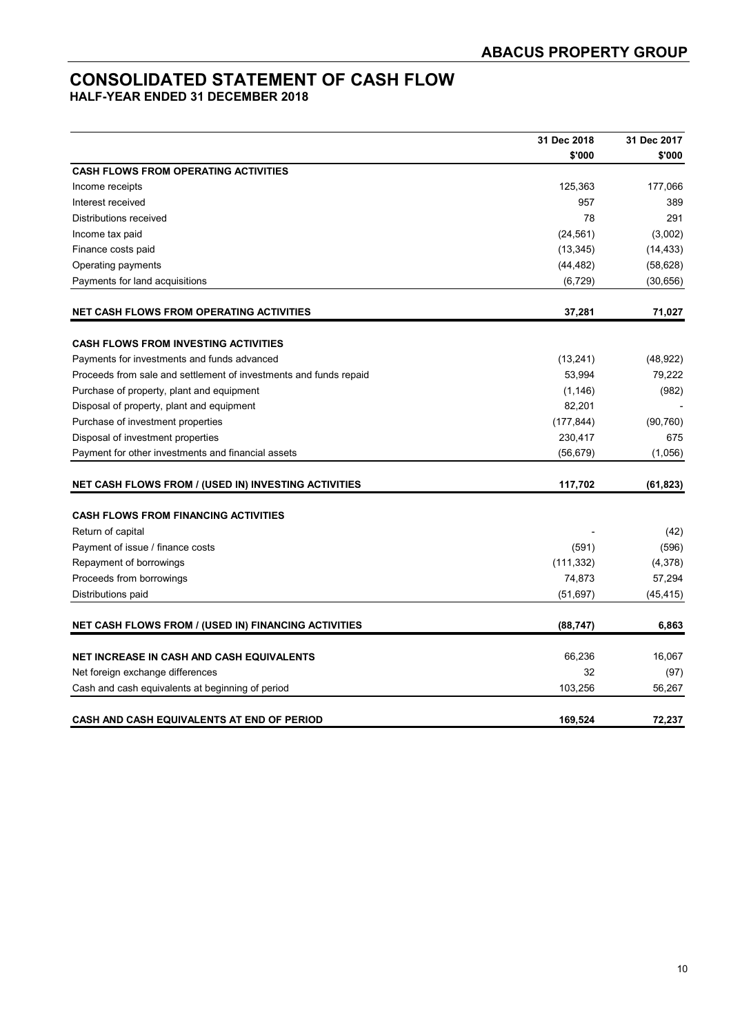# CONSOLIDATED STATEMENT OF CASH FLOW

## HALF-YEAR ENDED 31 DECEMBER 2018

| | 31 Dec 2018 | 31 Dec 2017 |
|---|---|---|
| | $'000 | $'000 |
| **CASH FLOWS FROM OPERATING ACTIVITIES** | | |
| Income receipts | 125,363 | 177,066 |
| Interest received | 957 | 389 |
| Distributions received | 78 | 291 |
| Income tax paid | (24,561) | (3,002) |
| Finance costs paid | (13,345) | (14,433) |
| Operating payments | (44,482) | (58,628) |
| Payments for land acquisitions | (6,729) | (30,656) |
| **NET CASH FLOWS FROM OPERATING ACTIVITIES** | **37,281** | **71,027** |
| **CASH FLOWS FROM INVESTING ACTIVITIES** | | |
| Payments for investments and funds advanced | (13,241) | (48,922) |
| Proceeds from sale and settlement of investments and funds repaid | 53,994 | 79,222 |
| Purchase of property, plant and equipment | (1,146) | (982) |
| Disposal of property, plant and equipment | 82,201 | - |
| Purchase of investment properties | (177,844) | (90,760) |
| Disposal of investment properties | 230,417 | 675 |
| Payment for other investments and financial assets | (56,679) | (1,056) |
| **NET CASH FLOWS FROM / (USED IN) INVESTING ACTIVITIES** | **117,702** | **(61,823)** |
| **CASH FLOWS FROM FINANCING ACTIVITIES** | | |
| Return of capital | - | (42) |
| Payment of issue / finance costs | (591) | (596) |
| Repayment of borrowings | (111,332) | (4,378) |
| Proceeds from borrowings | 74,873 | 57,294 |
| Distributions paid | (51,697) | (45,415) |
| **NET CASH FLOWS FROM / (USED IN) FINANCING ACTIVITIES** | **(88,747)** | **6,863** |
| **NET INCREASE IN CASH AND CASH EQUIVALENTS** | 66,236 | 16,067 |
| Net foreign exchange differences | 32 | (97) |
| Cash and cash equivalents at beginning of period | 103,256 | 56,267 |
| **CASH AND CASH EQUIVALENTS AT END OF PERIOD** | **169,524** | **72,237** |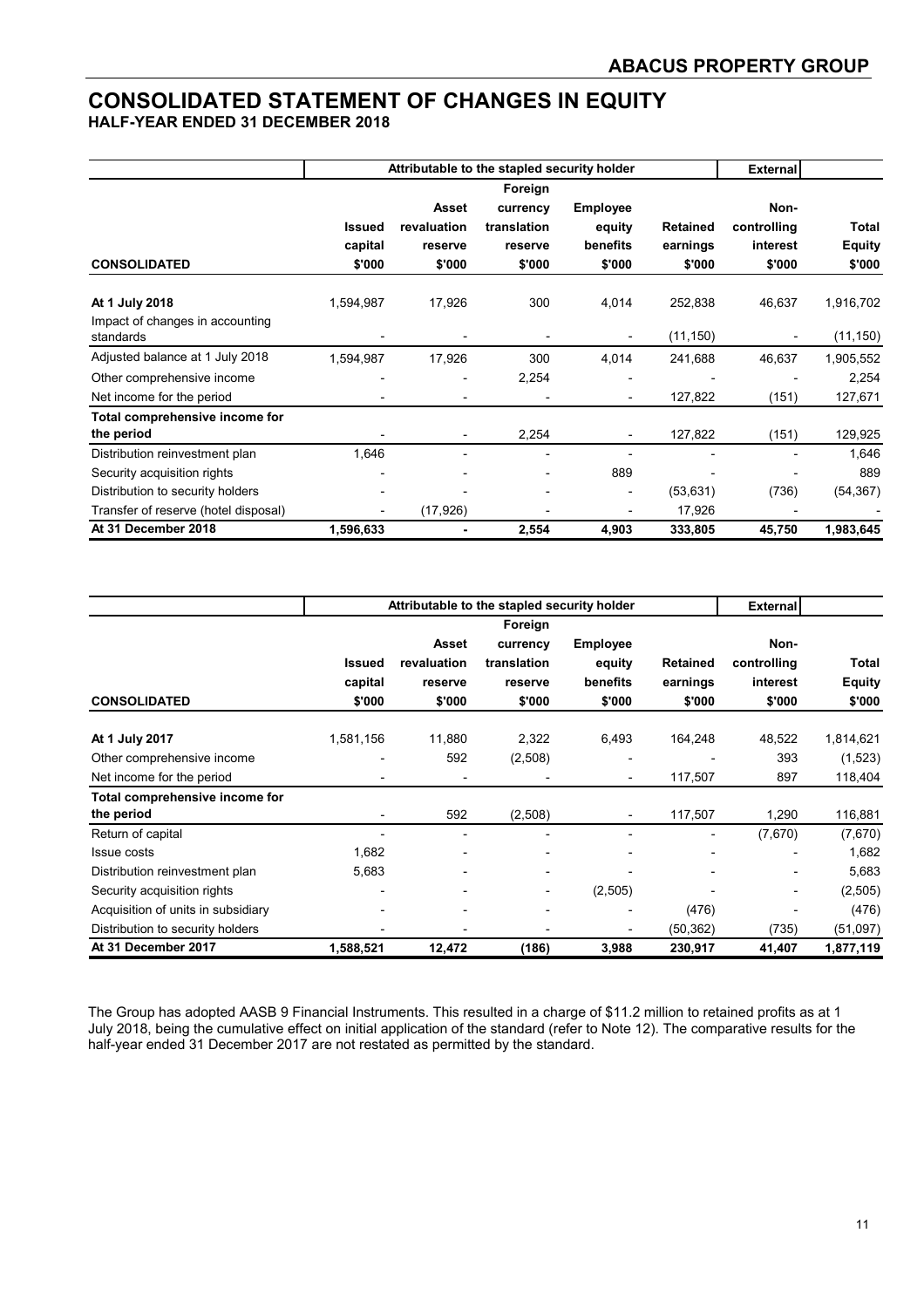# CONSOLIDATED STATEMENT OF CHANGES IN EQUITY

## HALF-YEAR ENDED 31 DECEMBER 2018

| | Attributable to the stapled security holder | | | | | External | |
|---|---|---|---|---|---|---|---|
| CONSOLIDATED | Issued capital $'000 | Asset revaluation reserve $'000 | Foreign currency translation reserve $'000 | Employee equity benefits $'000 | Retained earnings $'000 | Non-controlling interest $'000 | Total Equity $'000 |
| **At 1 July 2018** | 1,594,987 | 17,926 | 300 | 4,014 | 252,838 | 46,637 | 1,916,702 |
| Impact of changes in accounting standards | - | - | - | - | (11,150) | - | (11,150) |
| Adjusted balance at 1 July 2018 | 1,594,987 | 17,926 | 300 | 4,014 | 241,688 | 46,637 | 1,905,552 |
| Other comprehensive income | - | - | 2,254 | - | - | - | 2,254 |
| Net income for the period | - | - | - | - | 127,822 | (151) | 127,671 |
| **Total comprehensive income for the period** | - | - | 2,254 | - | 127,822 | (151) | 129,925 |
| Distribution reinvestment plan | 1,646 | - | - | - | - | - | 1,646 |
| Security acquisition rights | - | - | - | 889 | - | - | 889 |
| Distribution to security holders | - | - | - | - | (53,631) | (736) | (54,367) |
| Transfer of reserve (hotel disposal) | - | (17,926) | - | - | 17,926 | - | - |
| **At 31 December 2018** | **1,596,633** | **-** | **2,554** | **4,903** | **333,805** | **45,750** | **1,983,645** |

| | Attributable to the stapled security holder | | | | | External | |
|---|---|---|---|---|---|---|---|
| CONSOLIDATED | Issued capital $'000 | Asset revaluation reserve $'000 | Foreign currency translation reserve $'000 | Employee equity benefits $'000 | Retained earnings $'000 | Non-controlling interest $'000 | Total Equity $'000 |
| **At 1 July 2017** | 1,581,156 | 11,880 | 2,322 | 6,493 | 164,248 | 48,522 | 1,814,621 |
| Other comprehensive income | - | 592 | (2,508) | - | - | 393 | (1,523) |
| Net income for the period | - | - | - | - | 117,507 | 897 | 118,404 |
| **Total comprehensive income for the period** | - | 592 | (2,508) | - | 117,507 | 1,290 | 116,881 |
| Return of capital | - | - | - | - | - | (7,670) | (7,670) |
| Issue costs | 1,682 | - | - | - | - | - | 1,682 |
| Distribution reinvestment plan | 5,683 | - | - | - | - | - | 5,683 |
| Security acquisition rights | - | - | - | (2,505) | - | - | (2,505) |
| Acquisition of units in subsidiary | - | - | - | - | (476) | - | (476) |
| Distribution to security holders | - | - | - | - | (50,362) | (735) | (51,097) |
| **At 31 December 2017** | **1,588,521** | **12,472** | **(186)** | **3,988** | **230,917** | **41,407** | **1,877,119** |

The Group has adopted AASB 9 Financial Instruments. This resulted in a charge of $11.2 million to retained profits as at 1 July 2018, being the cumulative effect on initial application of the standard (refer to Note 12). The comparative results for the half-year ended 31 December 2017 are not restated as permitted by the standard.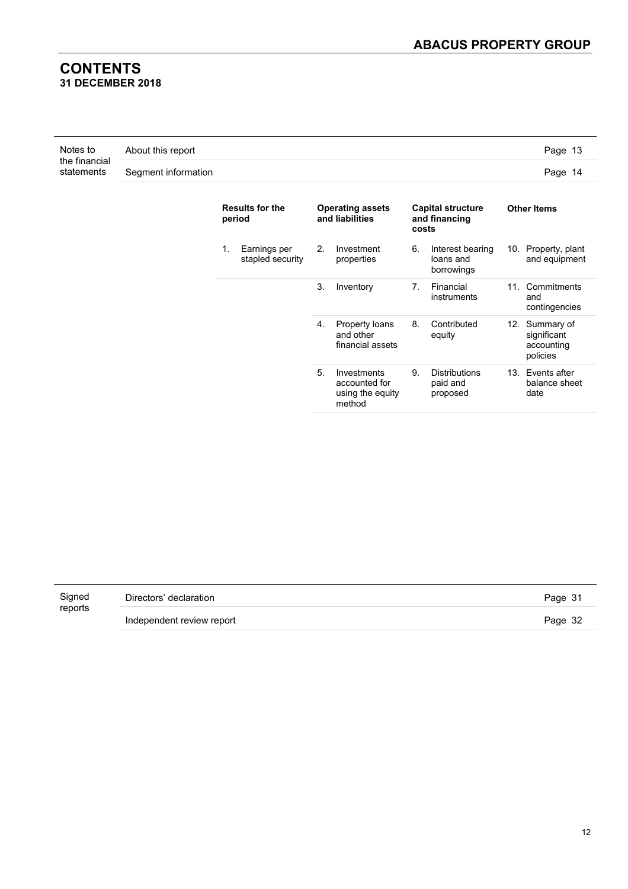# CONTENTS
**31 DECEMBER 2018**

| Notes to the financial statements | About this report | Page 13 |
|---|---|---|
| | Segment information | Page 14 |

| Results for the period | Operating assets and liabilities | Capital structure and financing costs | Other Items |
|---|---|---|---|
| 1. Earnings per stapled security | 2. Investment properties | 6. Interest bearing loans and borrowings | 10. Property, plant and equipment |
| | 3. Inventory | 7. Financial instruments | 11. Commitments and contingencies |
| | 4. Property loans and other financial assets | 8. Contributed equity | 12. Summary of significant accounting policies |
| | 5. Investments accounted for using the equity method | 9. Distributions paid and proposed | 13. Events after balance sheet date |

| Signed reports | Directors' declaration | Page 31 |
|---|---|---|
| | Independent review report | Page 32 |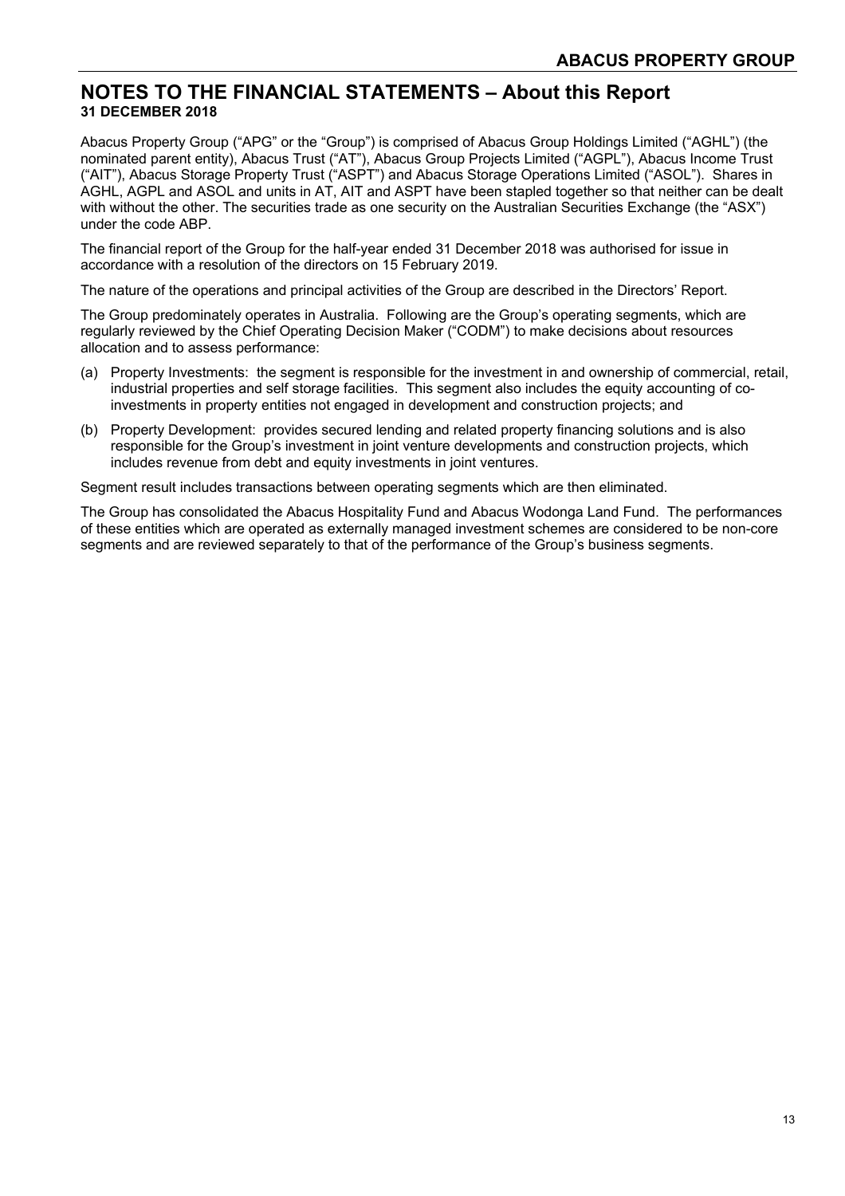## NOTES TO THE FINANCIAL STATEMENTS – About this Report

**31 DECEMBER 2018**

Abacus Property Group ("APG" or the "Group") is comprised of Abacus Group Holdings Limited ("AGHL") (the nominated parent entity), Abacus Trust ("AT"), Abacus Group Projects Limited ("AGPL"), Abacus Income Trust ("AIT"), Abacus Storage Property Trust ("ASPT") and Abacus Storage Operations Limited ("ASOL"). Shares in AGHL, AGPL and ASOL and units in AT, AIT and ASPT have been stapled together so that neither can be dealt with without the other. The securities trade as one security on the Australian Securities Exchange (the "ASX") under the code ABP.

The financial report of the Group for the half-year ended 31 December 2018 was authorised for issue in accordance with a resolution of the directors on 15 February 2019.

The nature of the operations and principal activities of the Group are described in the Directors' Report.

The Group predominately operates in Australia. Following are the Group's operating segments, which are regularly reviewed by the Chief Operating Decision Maker ("CODM") to make decisions about resources allocation and to assess performance:

(a) Property Investments: the segment is responsible for the investment in and ownership of commercial, retail, industrial properties and self storage facilities. This segment also includes the equity accounting of co-investments in property entities not engaged in development and construction projects; and

(b) Property Development: provides secured lending and related property financing solutions and is also responsible for the Group's investment in joint venture developments and construction projects, which includes revenue from debt and equity investments in joint ventures.

Segment result includes transactions between operating segments which are then eliminated.

The Group has consolidated the Abacus Hospitality Fund and Abacus Wodonga Land Fund. The performances of these entities which are operated as externally managed investment schemes are considered to be non-core segments and are reviewed separately to that of the performance of the Group's business segments.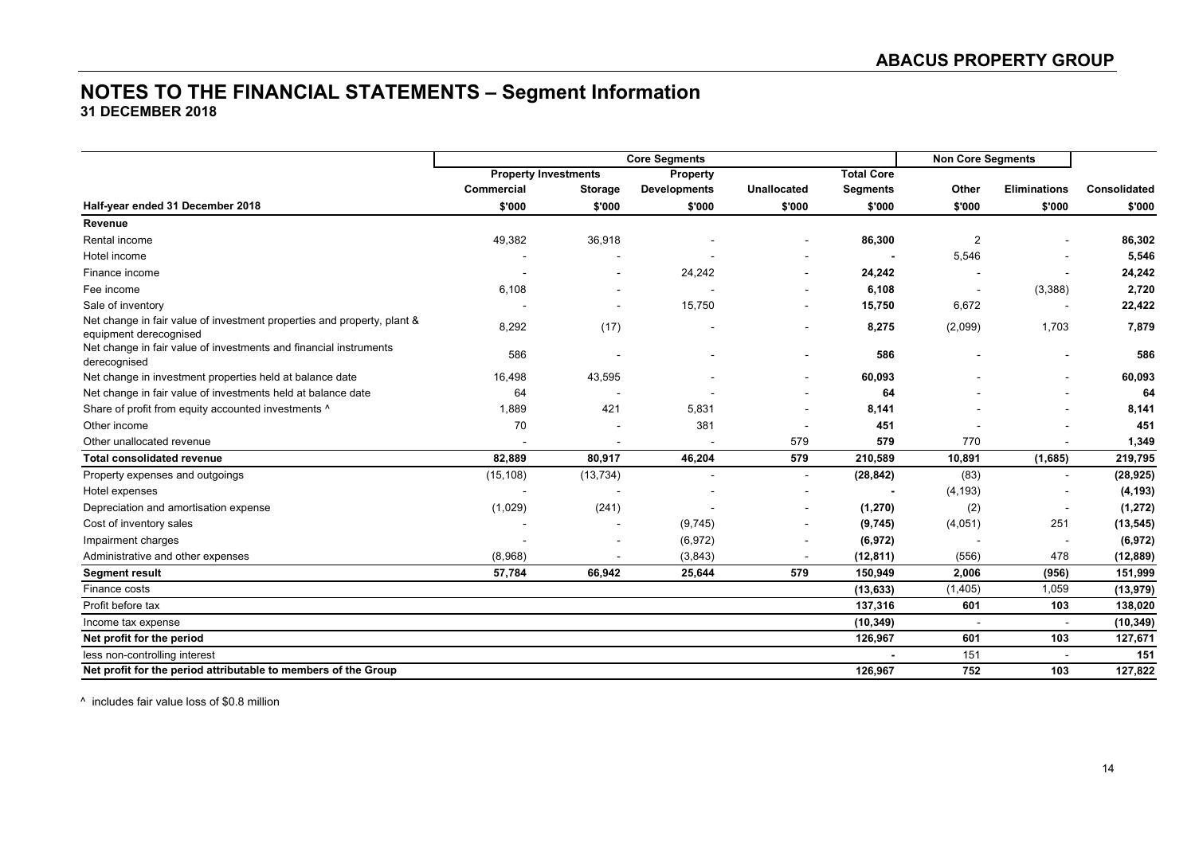# NOTES TO THE FINANCIAL STATEMENTS – Segment Information
**31 DECEMBER 2018**

| | Core Segments | | | | | Non Core Segments | | |
|---|---|---|---|---|---|---|---|---|
| | Property Investments | | Property | | Total Core | | | |
| | Commercial | Storage | Developments | Unallocated | Segments | Other | Eliminations | Consolidated |
| **Half-year ended 31 December 2018** | **$'000** | **$'000** | **$'000** | **$'000** | **$'000** | **$'000** | **$'000** | **$'000** |
| **Revenue** | | | | | | | | |
| Rental income | 49,382 | 36,918 | - | - | **86,300** | 2 | - | **86,302** |
| Hotel income | - | - | - | - | **-** | 5,546 | - | **5,546** |
| Finance income | - | - | 24,242 | - | **24,242** | - | - | **24,242** |
| Fee income | 6,108 | - | - | - | **6,108** | - | (3,388) | **2,720** |
| Sale of inventory | - | - | 15,750 | - | **15,750** | 6,672 | - | **22,422** |
| Net change in fair value of investment properties and property, plant & equipment derecognised | 8,292 | (17) | - | - | **8,275** | (2,099) | 1,703 | **7,879** |
| Net change in fair value of investments and financial instruments derecognised | 586 | - | - | - | **586** | - | - | **586** |
| Net change in investment properties held at balance date | 16,498 | 43,595 | - | - | **60,093** | - | - | **60,093** |
| Net change in fair value of investments held at balance date | 64 | - | - | - | **64** | - | - | **64** |
| Share of profit from equity accounted investments ^ | 1,889 | 421 | 5,831 | - | **8,141** | - | - | **8,141** |
| Other income | 70 | - | 381 | - | **451** | - | - | **451** |
| Other unallocated revenue | - | - | - | 579 | **579** | 770 | - | **1,349** |
| **Total consolidated revenue** | **82,889** | **80,917** | **46,204** | **579** | **210,589** | **10,891** | **(1,685)** | **219,795** |
| Property expenses and outgoings | (15,108) | (13,734) | - | - | **(28,842)** | (83) | - | **(28,925)** |
| Hotel expenses | - | - | - | - | **-** | (4,193) | - | **(4,193)** |
| Depreciation and amortisation expense | (1,029) | (241) | - | - | **(1,270)** | (2) | - | **(1,272)** |
| Cost of inventory sales | - | - | (9,745) | - | **(9,745)** | (4,051) | 251 | **(13,545)** |
| Impairment charges | - | - | (6,972) | - | **(6,972)** | - | - | **(6,972)** |
| Administrative and other expenses | (8,968) | - | (3,843) | - | **(12,811)** | (556) | 478 | **(12,889)** |
| **Segment result** | **57,784** | **66,942** | **25,644** | **579** | **150,949** | **2,006** | **(956)** | **151,999** |
| Finance costs | | | | | **(13,633)** | (1,405) | 1,059 | **(13,979)** |
| Profit before tax | | | | | **137,316** | **601** | **103** | **138,020** |
| Income tax expense | | | | | **(10,349)** | - | - | **(10,349)** |
| **Net profit for the period** | | | | | **126,967** | **601** | **103** | **127,671** |
| less non-controlling interest | | | | | **-** | 151 | - | **151** |
| **Net profit for the period attributable to members of the Group** | | | | | **126,967** | **752** | **103** | **127,822** |

^ includes fair value loss of $0.8 million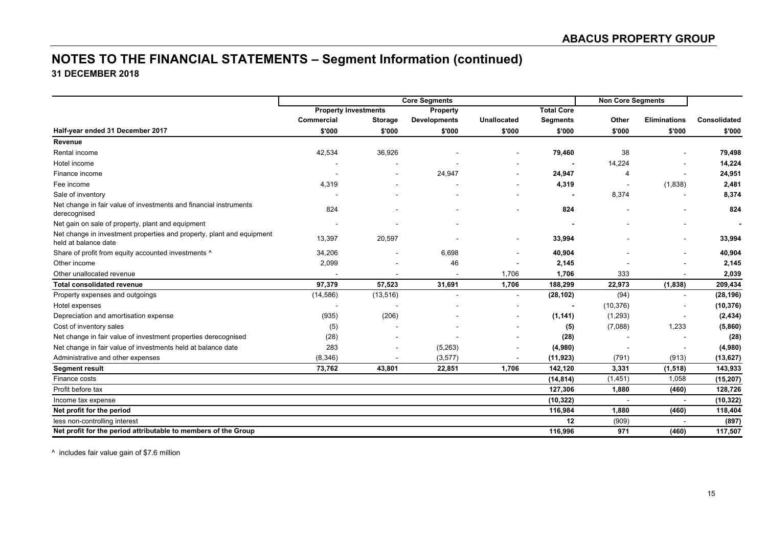## NOTES TO THE FINANCIAL STATEMENTS – Segment Information (continued)

**31 DECEMBER 2018**

| | Core Segments | | | | | Non Core Segments | | |
|---|---|---|---|---|---|---|---|---|
| | Property Investments | | Property | | Total Core | | | |
| | Commercial | Storage | Developments | Unallocated | Segments | Other | Eliminations | Consolidated |
| **Half-year ended 31 December 2017** | **$'000** | **$'000** | **$'000** | **$'000** | **$'000** | **$'000** | **$'000** | **$'000** |
| **Revenue** | | | | | | | | |
| Rental income | 42,534 | 36,926 | - | - | **79,460** | 38 | - | **79,498** |
| Hotel income | - | - | - | - | **-** | 14,224 | - | **14,224** |
| Finance income | - | - | 24,947 | - | **24,947** | 4 | - | **24,951** |
| Fee income | 4,319 | - | - | - | **4,319** | - | (1,838) | **2,481** |
| Sale of inventory | - | - | - | - | **-** | 8,374 | - | **8,374** |
| Net change in fair value of investments and financial instruments derecognised | 824 | - | - | - | **824** | - | - | **824** |
| Net gain on sale of property, plant and equipment | - | - | - | | **-** | - | - | **-** |
| Net change in investment properties and property, plant and equipment held at balance date | 13,397 | 20,597 | - | - | **33,994** | - | - | **33,994** |
| Share of profit from equity accounted investments ^ | 34,206 | - | 6,698 | - | **40,904** | - | - | **40,904** |
| Other income | 2,099 | - | 46 | - | **2,145** | - | - | **2,145** |
| Other unallocated revenue | - | - | - | 1,706 | **1,706** | 333 | - | **2,039** |
| **Total consolidated revenue** | **97,379** | **57,523** | **31,691** | **1,706** | **188,299** | **22,973** | **(1,838)** | **209,434** |
| Property expenses and outgoings | (14,586) | (13,516) | - | - | **(28,102)** | (94) | - | **(28,196)** |
| Hotel expenses | - | - | - | - | **-** | (10,376) | - | **(10,376)** |
| Depreciation and amortisation expense | (935) | (206) | - | - | **(1,141)** | (1,293) | - | **(2,434)** |
| Cost of inventory sales | (5) | - | - | - | **(5)** | (7,088) | 1,233 | **(5,860)** |
| Net change in fair value of investment properties derecognised | (28) | - | - | - | **(28)** | - | - | **(28)** |
| Net change in fair value of investments held at balance date | 283 | - | (5,263) | - | **(4,980)** | - | - | **(4,980)** |
| Administrative and other expenses | (8,346) | - | (3,577) | - | **(11,923)** | (791) | (913) | **(13,627)** |
| **Segment result** | **73,762** | **43,801** | **22,851** | **1,706** | **142,120** | **3,331** | **(1,518)** | **143,933** |
| Finance costs | | | | | **(14,814)** | (1,451) | 1,058 | **(15,207)** |
| Profit before tax | | | | | **127,306** | **1,880** | **(460)** | **128,726** |
| Income tax expense | | | | | **(10,322)** | - | - | **(10,322)** |
| **Net profit for the period** | | | | | **116,984** | **1,880** | **(460)** | **118,404** |
| less non-controlling interest | | | | | **12** | (909) | - | **(897)** |
| **Net profit for the period attributable to members of the Group** | | | | | **116,996** | **971** | **(460)** | **117,507** |

^ includes fair value gain of $7.6 million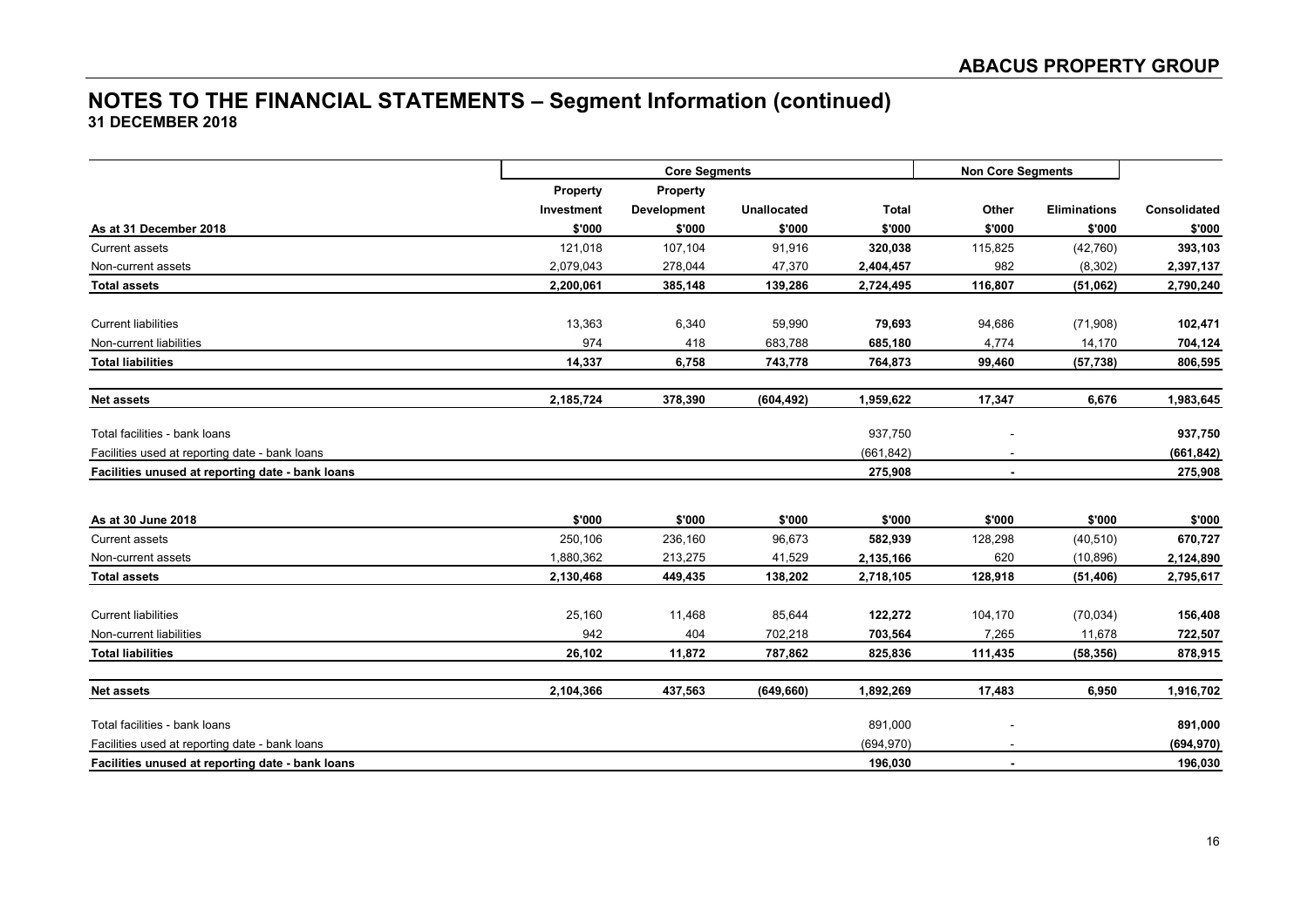# NOTES TO THE FINANCIAL STATEMENTS – Segment Information (continued)

**31 DECEMBER 2018**

| | Core Segments | | | | Non Core Segments | | |
|---|---|---|---|---|---|---|---|
| | Property Investment | Property Development | Unallocated | Total | Other | Eliminations | Consolidated |
| **As at 31 December 2018** | **$'000** | **$'000** | **$'000** | **$'000** | **$'000** | **$'000** | **$'000** |
| Current assets | 121,018 | 107,104 | 91,916 | **320,038** | 115,825 | (42,760) | **393,103** |
| Non-current assets | 2,079,043 | 278,044 | 47,370 | **2,404,457** | 982 | (8,302) | **2,397,137** |
| **Total assets** | **2,200,061** | **385,148** | **139,286** | **2,724,495** | **116,807** | **(51,062)** | **2,790,240** |
| Current liabilities | 13,363 | 6,340 | 59,990 | **79,693** | 94,686 | (71,908) | **102,471** |
| Non-current liabilities | 974 | 418 | 683,788 | **685,180** | 4,774 | 14,170 | **704,124** |
| **Total liabilities** | **14,337** | **6,758** | **743,778** | **764,873** | **99,460** | **(57,738)** | **806,595** |
| **Net assets** | **2,185,724** | **378,390** | **(604,492)** | **1,959,622** | **17,347** | **6,676** | **1,983,645** |
| Total facilities - bank loans | | | | 937,750 | - | | **937,750** |
| Facilities used at reporting date - bank loans | | | | (661,842) | - | | **(661,842)** |
| **Facilities unused at reporting date - bank loans** | | | | **275,908** | **-** | | **275,908** |
| **As at 30 June 2018** | **$'000** | **$'000** | **$'000** | **$'000** | **$'000** | **$'000** | **$'000** |
| Current assets | 250,106 | 236,160 | 96,673 | **582,939** | 128,298 | (40,510) | **670,727** |
| Non-current assets | 1,880,362 | 213,275 | 41,529 | **2,135,166** | 620 | (10,896) | **2,124,890** |
| **Total assets** | **2,130,468** | **449,435** | **138,202** | **2,718,105** | **128,918** | **(51,406)** | **2,795,617** |
| Current liabilities | 25,160 | 11,468 | 85,644 | **122,272** | 104,170 | (70,034) | **156,408** |
| Non-current liabilities | 942 | 404 | 702,218 | **703,564** | 7,265 | 11,678 | **722,507** |
| **Total liabilities** | **26,102** | **11,872** | **787,862** | **825,836** | **111,435** | **(58,356)** | **878,915** |
| **Net assets** | **2,104,366** | **437,563** | **(649,660)** | **1,892,269** | **17,483** | **6,950** | **1,916,702** |
| Total facilities - bank loans | | | | 891,000 | - | | **891,000** |
| Facilities used at reporting date - bank loans | | | | (694,970) | - | | **(694,970)** |
| **Facilities unused at reporting date - bank loans** | | | | **196,030** | **-** | | **196,030** |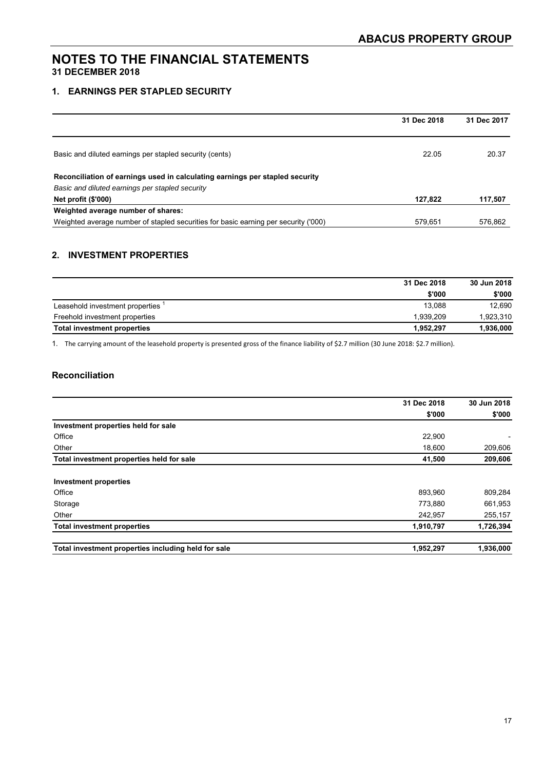# NOTES TO THE FINANCIAL STATEMENTS
**31 DECEMBER 2018**

## 1. EARNINGS PER STAPLED SECURITY

| | 31 Dec 2018 | 31 Dec 2017 |
|---|---|---|
| Basic and diluted earnings per stapled security (cents) | 22.05 | 20.37 |
| **Reconciliation of earnings used in calculating earnings per stapled security** | | |
| *Basic and diluted earnings per stapled security* | | |
| **Net profit ($'000)** | **127,822** | **117,507** |
| **Weighted average number of shares:** | | |
| Weighted average number of stapled securities for basic earning per security ('000) | 579,651 | 576,862 |

## 2. INVESTMENT PROPERTIES

| | 31 Dec 2018 | 30 Jun 2018 |
|---|---|---|
| | $'000 | $'000 |
| Leasehold investment properties [1] | 13,088 | 12,690 |
| Freehold investment properties | 1,939,209 | 1,923,310 |
| **Total investment properties** | **1,952,297** | **1,936,000** |

1. The carrying amount of the leasehold property is presented gross of the finance liability of $2.7 million (30 June 2018: $2.7 million).

### Reconciliation

| | 31 Dec 2018 | 30 Jun 2018 |
|---|---|---|
| | $'000 | $'000 |
| **Investment properties held for sale** | | |
| Office | 22,900 | - |
| Other | 18,600 | 209,606 |
| **Total investment properties held for sale** | **41,500** | **209,606** |
| **Investment properties** | | |
| Office | 893,960 | 809,284 |
| Storage | 773,880 | 661,953 |
| Other | 242,957 | 255,157 |
| **Total investment properties** | **1,910,797** | **1,726,394** |
| **Total investment properties including held for sale** | **1,952,297** | **1,936,000** |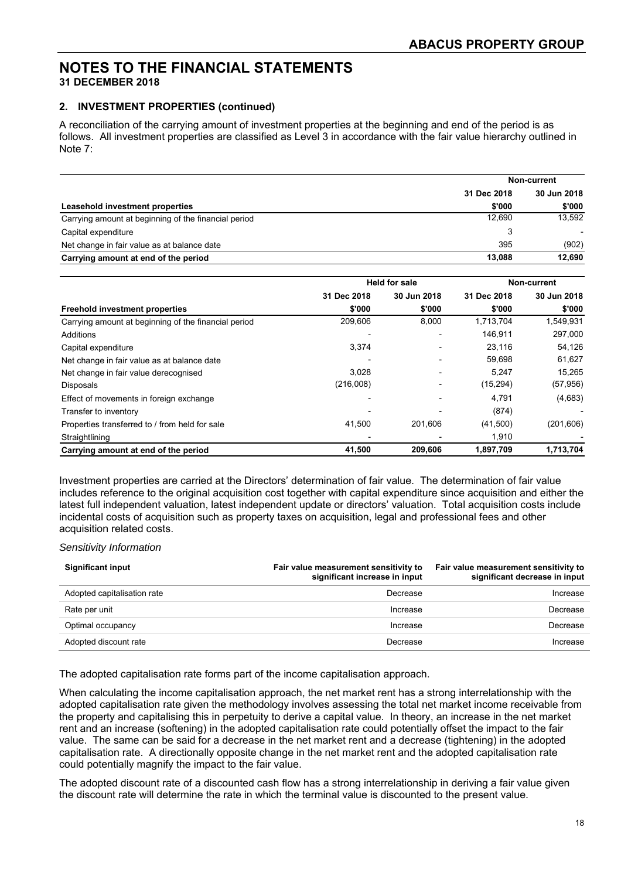# NOTES TO THE FINANCIAL STATEMENTS
**31 DECEMBER 2018**

### 2. INVESTMENT PROPERTIES (continued)

A reconciliation of the carrying amount of investment properties at the beginning and end of the period is as follows. All investment properties are classified as Level 3 in accordance with the fair value hierarchy outlined in Note 7:

| | Non-current | |
|---|---|---|
| | 31 Dec 2018 | 30 Jun 2018 |
| **Leasehold investment properties** | **\$'000** | **\$'000** |
| Carrying amount at beginning of the financial period | 12,690 | 13,592 |
| Capital expenditure | 3 | - |
| Net change in fair value as at balance date | 395 | (902) |
| **Carrying amount at end of the period** | **13,088** | **12,690** |

| | Held for sale | | Non-current | |
|---|---|---|---|---|
| | 31 Dec 2018 | 30 Jun 2018 | 31 Dec 2018 | 30 Jun 2018 |
| **Freehold investment properties** | **\$'000** | **\$'000** | **\$'000** | **\$'000** |
| Carrying amount at beginning of the financial period | 209,606 | 8,000 | 1,713,704 | 1,549,931 |
| Additions | - | - | 146,911 | 297,000 |
| Capital expenditure | 3,374 | - | 23,116 | 54,126 |
| Net change in fair value as at balance date | - | - | 59,698 | 61,627 |
| Net change in fair value derecognised | 3,028 | - | 5,247 | 15,265 |
| Disposals | (216,008) | - | (15,294) | (57,956) |
| Effect of movements in foreign exchange | - | - | 4,791 | (4,683) |
| Transfer to inventory | - | - | (874) | - |
| Properties transferred to / from held for sale | 41,500 | 201,606 | (41,500) | (201,606) |
| Straightlining | - | - | 1,910 | - |
| **Carrying amount at end of the period** | **41,500** | **209,606** | **1,897,709** | **1,713,704** |

Investment properties are carried at the Directors' determination of fair value. The determination of fair value includes reference to the original acquisition cost together with capital expenditure since acquisition and either the latest full independent valuation, latest independent update or directors' valuation. Total acquisition costs include incidental costs of acquisition such as property taxes on acquisition, legal and professional fees and other acquisition related costs.

*Sensitivity Information*

| Significant input | Fair value measurement sensitivity to significant increase in input | Fair value measurement sensitivity to significant decrease in input |
|---|---|---|
| Adopted capitalisation rate | Decrease | Increase |
| Rate per unit | Increase | Decrease |
| Optimal occupancy | Increase | Decrease |
| Adopted discount rate | Decrease | Increase |

The adopted capitalisation rate forms part of the income capitalisation approach.

When calculating the income capitalisation approach, the net market rent has a strong interrelationship with the adopted capitalisation rate given the methodology involves assessing the total net market income receivable from the property and capitalising this in perpetuity to derive a capital value. In theory, an increase in the net market rent and an increase (softening) in the adopted capitalisation rate could potentially offset the impact to the fair value. The same can be said for a decrease in the net market rent and a decrease (tightening) in the adopted capitalisation rate. A directionally opposite change in the net market rent and the adopted capitalisation rate could potentially magnify the impact to the fair value.

The adopted discount rate of a discounted cash flow has a strong interrelationship in deriving a fair value given the discount rate will determine the rate in which the terminal value is discounted to the present value.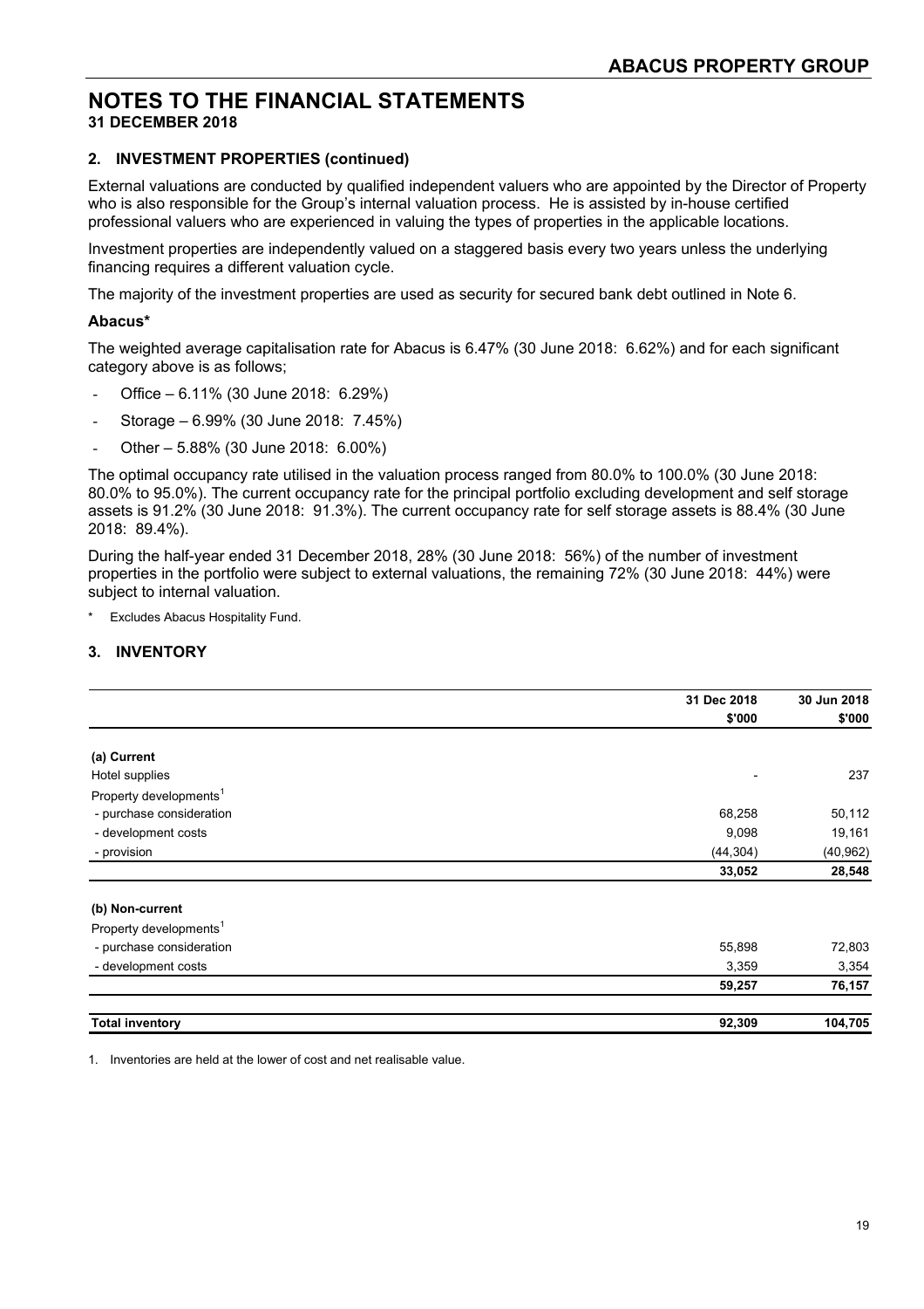# NOTES TO THE FINANCIAL STATEMENTS
**31 DECEMBER 2018**

## 2. INVESTMENT PROPERTIES (continued)

External valuations are conducted by qualified independent valuers who are appointed by the Director of Property who is also responsible for the Group's internal valuation process. He is assisted by in-house certified professional valuers who are experienced in valuing the types of properties in the applicable locations.

Investment properties are independently valued on a staggered basis every two years unless the underlying financing requires a different valuation cycle.

The majority of the investment properties are used as security for secured bank debt outlined in Note 6.

### Abacus*

The weighted average capitalisation rate for Abacus is 6.47% (30 June 2018: 6.62%) and for each significant category above is as follows;

- Office – 6.11% (30 June 2018: 6.29%)
- Storage – 6.99% (30 June 2018: 7.45%)
- Other – 5.88% (30 June 2018: 6.00%)

The optimal occupancy rate utilised in the valuation process ranged from 80.0% to 100.0% (30 June 2018: 80.0% to 95.0%). The current occupancy rate for the principal portfolio excluding development and self storage assets is 91.2% (30 June 2018: 91.3%). The current occupancy rate for self storage assets is 88.4% (30 June 2018: 89.4%).

During the half-year ended 31 December 2018, 28% (30 June 2018: 56%) of the number of investment properties in the portfolio were subject to external valuations, the remaining 72% (30 June 2018: 44%) were subject to internal valuation.

\* Excludes Abacus Hospitality Fund.

## 3. INVENTORY

| | 31 Dec 2018 $'000 | 30 Jun 2018 $'000 |
|---|---|---|
| **(a) Current** | | |
| Hotel supplies | - | 237 |
| Property developments[1] | | |
| - purchase consideration | 68,258 | 50,112 |
| - development costs | 9,098 | 19,161 |
| - provision | (44,304) | (40,962) |
| | **33,052** | **28,548** |
| **(b) Non-current** | | |
| Property developments[1] | | |
| - purchase consideration | 55,898 | 72,803 |
| - development costs | 3,359 | 3,354 |
| | **59,257** | **76,157** |
| **Total inventory** | **92,309** | **104,705** |

1. Inventories are held at the lower of cost and net realisable value.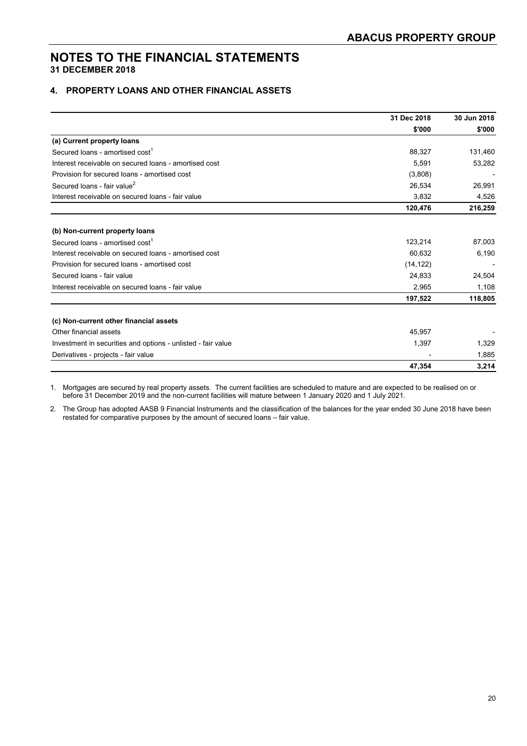# NOTES TO THE FINANCIAL STATEMENTS
**31 DECEMBER 2018**

## 4. PROPERTY LOANS AND OTHER FINANCIAL ASSETS

| | 31 Dec 2018 | 30 Jun 2018 |
|---|---|---|
| | $'000 | $'000 |
| **(a) Current property loans** | | |
| Secured loans - amortised cost[1] | 88,327 | 131,460 |
| Interest receivable on secured loans - amortised cost | 5,591 | 53,282 |
| Provision for secured loans - amortised cost | (3,808) | - |
| Secured loans - fair value[2] | 26,534 | 26,991 |
| Interest receivable on secured loans - fair value | 3,832 | 4,526 |
| | **120,476** | **216,259** |
| **(b) Non-current property loans** | | |
| Secured loans - amortised cost[1] | 123,214 | 87,003 |
| Interest receivable on secured loans - amortised cost | 60,632 | 6,190 |
| Provision for secured loans - amortised cost | (14,122) | - |
| Secured loans - fair value | 24,833 | 24,504 |
| Interest receivable on secured loans - fair value | 2,965 | 1,108 |
| | **197,522** | **118,805** |
| **(c) Non-current other financial assets** | | |
| Other financial assets | 45,957 | - |
| Investment in securities and options - unlisted - fair value | 1,397 | 1,329 |
| Derivatives - projects - fair value | - | 1,885 |
| | **47,354** | **3,214** |

1. Mortgages are secured by real property assets. The current facilities are scheduled to mature and are expected to be realised on or before 31 December 2019 and the non-current facilities will mature between 1 January 2020 and 1 July 2021.

2. The Group has adopted AASB 9 Financial Instruments and the classification of the balances for the year ended 30 June 2018 have been restated for comparative purposes by the amount of secured loans – fair value.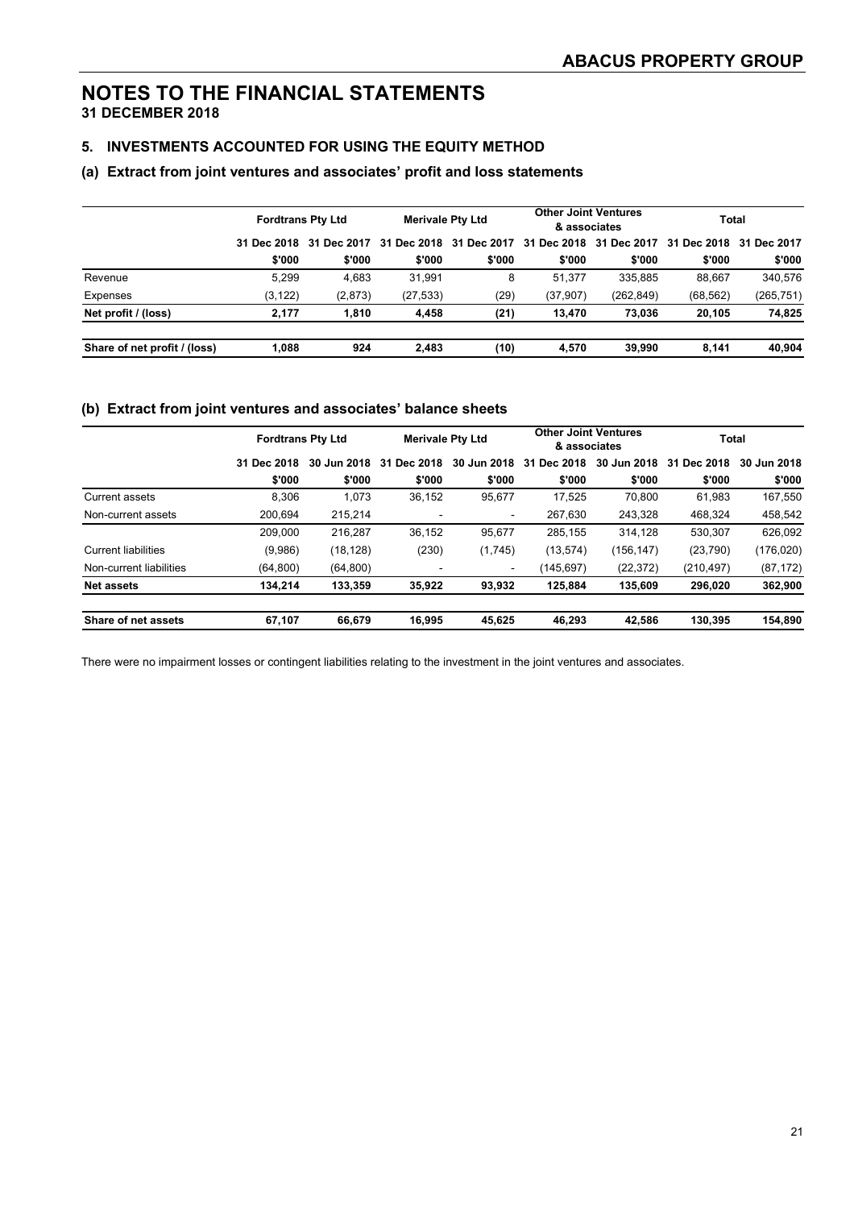# NOTES TO THE FINANCIAL STATEMENTS

**31 DECEMBER 2018**

## 5. INVESTMENTS ACCOUNTED FOR USING THE EQUITY METHOD

### (a) Extract from joint ventures and associates' profit and loss statements

| | Fordtrans Pty Ltd | | Merivale Pty Ltd | | Other Joint Ventures & associates | | Total | |
|---|---|---|---|---|---|---|---|---|
| | 31 Dec 2018 | 31 Dec 2017 | 31 Dec 2018 | 31 Dec 2017 | 31 Dec 2018 | 31 Dec 2017 | 31 Dec 2018 | 31 Dec 2017 |
| | $'000 | $'000 | $'000 | $'000 | $'000 | $'000 | $'000 | $'000 |
| Revenue | 5,299 | 4,683 | 31,991 | 8 | 51,377 | 335,885 | 88,667 | 340,576 |
| Expenses | (3,122) | (2,873) | (27,533) | (29) | (37,907) | (262,849) | (68,562) | (265,751) |
| **Net profit / (loss)** | **2,177** | **1,810** | **4,458** | **(21)** | **13,470** | **73,036** | **20,105** | **74,825** |
| **Share of net profit / (loss)** | **1,088** | **924** | **2,483** | **(10)** | **4,570** | **39,990** | **8,141** | **40,904** |

### (b) Extract from joint ventures and associates' balance sheets

| | Fordtrans Pty Ltd | | Merivale Pty Ltd | | Other Joint Ventures & associates | | Total | |
|---|---|---|---|---|---|---|---|---|
| | 31 Dec 2018 | 30 Jun 2018 | 31 Dec 2018 | 30 Jun 2018 | 31 Dec 2018 | 30 Jun 2018 | 31 Dec 2018 | 30 Jun 2018 |
| | $'000 | $'000 | $'000 | $'000 | $'000 | $'000 | $'000 | $'000 |
| Current assets | 8,306 | 1,073 | 36,152 | 95,677 | 17,525 | 70,800 | 61,983 | 167,550 |
| Non-current assets | 200,694 | 215,214 | - | - | 267,630 | 243,328 | 468,324 | 458,542 |
| | 209,000 | 216,287 | 36,152 | 95,677 | 285,155 | 314,128 | 530,307 | 626,092 |
| Current liabilities | (9,986) | (18,128) | (230) | (1,745) | (13,574) | (156,147) | (23,790) | (176,020) |
| Non-current liabilities | (64,800) | (64,800) | - | - | (145,697) | (22,372) | (210,497) | (87,172) |
| **Net assets** | **134,214** | **133,359** | **35,922** | **93,932** | **125,884** | **135,609** | **296,020** | **362,900** |
| **Share of net assets** | **67,107** | **66,679** | **16,995** | **45,625** | **46,293** | **42,586** | **130,395** | **154,890** |

There were no impairment losses or contingent liabilities relating to the investment in the joint ventures and associates.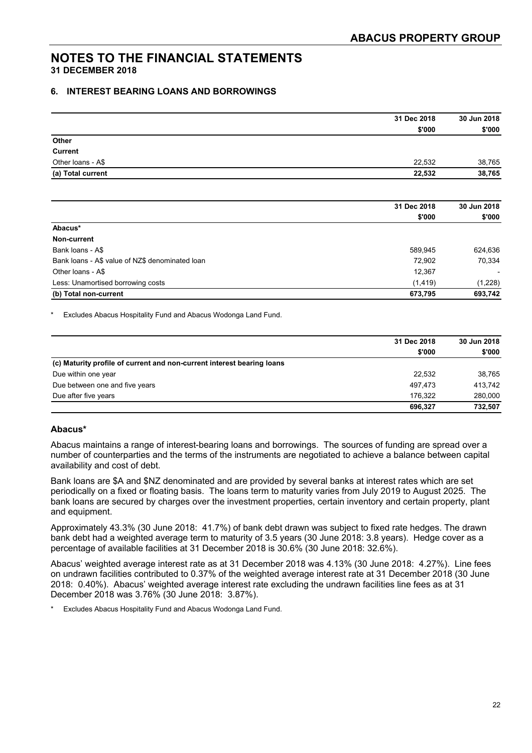# NOTES TO THE FINANCIAL STATEMENTS

**31 DECEMBER 2018**

## 6. INTEREST BEARING LOANS AND BORROWINGS

| | 31 Dec 2018 | 30 Jun 2018 |
|---|---|---|
| | $'000 | $'000 |
| **Other** | | |
| **Current** | | |
| Other loans - A$ | 22,532 | 38,765 |
| **(a) Total current** | **22,532** | **38,765** |

| | 31 Dec 2018 | 30 Jun 2018 |
|---|---|---|
| | $'000 | $'000 |
| **Abacus*** | | |
| **Non-current** | | |
| Bank loans - A$ | 589,945 | 624,636 |
| Bank loans - A$ value of NZ$ denominated loan | 72,902 | 70,334 |
| Other loans - A$ | 12,367 | - |
| Less: Unamortised borrowing costs | (1,419) | (1,228) |
| **(b) Total non-current** | **673,795** | **693,742** |

\* Excludes Abacus Hospitality Fund and Abacus Wodonga Land Fund.

| | 31 Dec 2018 | 30 Jun 2018 |
|---|---|---|
| | $'000 | $'000 |
| **(c) Maturity profile of current and non-current interest bearing loans** | | |
| Due within one year | 22,532 | 38,765 |
| Due between one and five years | 497,473 | 413,742 |
| Due after five years | 176,322 | 280,000 |
| | **696,327** | **732,507** |

### Abacus*

Abacus maintains a range of interest-bearing loans and borrowings. The sources of funding are spread over a number of counterparties and the terms of the instruments are negotiated to achieve a balance between capital availability and cost of debt.

Bank loans are $A and $NZ denominated and are provided by several banks at interest rates which are set periodically on a fixed or floating basis. The loans term to maturity varies from July 2019 to August 2025. The bank loans are secured by charges over the investment properties, certain inventory and certain property, plant and equipment.

Approximately 43.3% (30 June 2018: 41.7%) of bank debt drawn was subject to fixed rate hedges. The drawn bank debt had a weighted average term to maturity of 3.5 years (30 June 2018: 3.8 years). Hedge cover as a percentage of available facilities at 31 December 2018 is 30.6% (30 June 2018: 32.6%).

Abacus' weighted average interest rate as at 31 December 2018 was 4.13% (30 June 2018: 4.27%). Line fees on undrawn facilities contributed to 0.37% of the weighted average interest rate at 31 December 2018 (30 June 2018: 0.40%). Abacus' weighted average interest rate excluding the undrawn facilities line fees as at 31 December 2018 was 3.76% (30 June 2018: 3.87%).

\* Excludes Abacus Hospitality Fund and Abacus Wodonga Land Fund.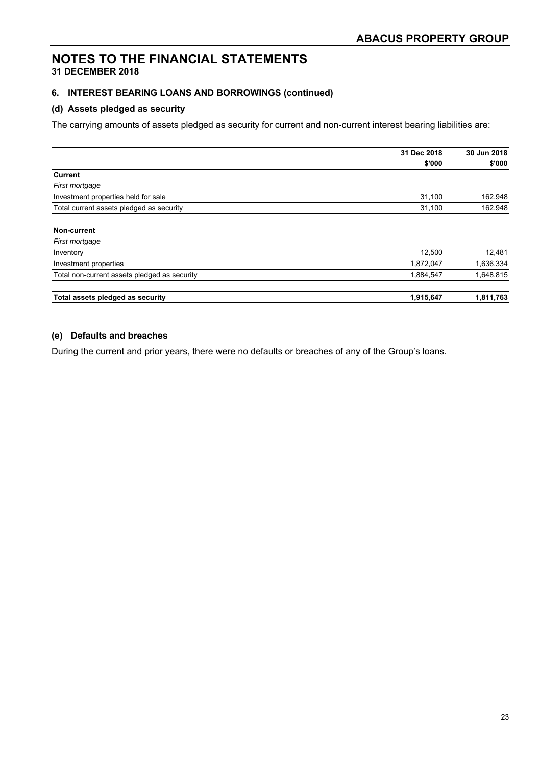# NOTES TO THE FINANCIAL STATEMENTS

**31 DECEMBER 2018**

### 6. INTEREST BEARING LOANS AND BORROWINGS (continued)

#### (d) Assets pledged as security

The carrying amounts of assets pledged as security for current and non-current interest bearing liabilities are:

| | 31 Dec 2018 | 30 Jun 2018 |
|---|---|---|
| | $'000 | $'000 |
| **Current** | | |
| *First mortgage* | | |
| Investment properties held for sale | 31,100 | 162,948 |
| Total current assets pledged as security | 31,100 | 162,948 |
| | | |
| **Non-current** | | |
| *First mortgage* | | |
| Inventory | 12,500 | 12,481 |
| Investment properties | 1,872,047 | 1,636,334 |
| Total non-current assets pledged as security | 1,884,547 | 1,648,815 |
| | | |
| **Total assets pledged as security** | **1,915,647** | **1,811,763** |

#### (e) Defaults and breaches

During the current and prior years, there were no defaults or breaches of any of the Group's loans.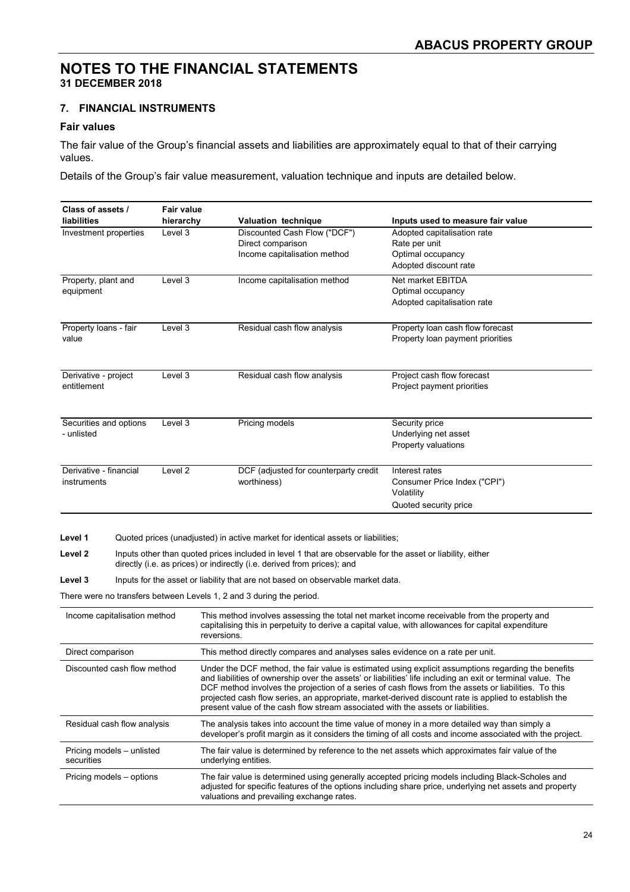# NOTES TO THE FINANCIAL STATEMENTS

**31 DECEMBER 2018**

## 7. FINANCIAL INSTRUMENTS

### Fair values

The fair value of the Group's financial assets and liabilities are approximately equal to that of their carrying values.

Details of the Group's fair value measurement, valuation technique and inputs are detailed below.

| Class of assets / liabilities | Fair value hierarchy | Valuation technique | Inputs used to measure fair value |
|---|---|---|---|
| Investment properties | Level 3 | Discounted Cash Flow ("DCF")<br>Direct comparison<br>Income capitalisation method | Adopted capitalisation rate<br>Rate per unit<br>Optimal occupancy<br>Adopted discount rate |
| Property, plant and equipment | Level 3 | Income capitalisation method | Net market EBITDA<br>Optimal occupancy<br>Adopted capitalisation rate |
| Property loans - fair value | Level 3 | Residual cash flow analysis | Property loan cash flow forecast<br>Property loan payment priorities |
| Derivative - project entitlement | Level 3 | Residual cash flow analysis | Project cash flow forecast<br>Project payment priorities |
| Securities and options - unlisted | Level 3 | Pricing models | Security price<br>Underlying net asset<br>Property valuations |
| Derivative - financial instruments | Level 2 | DCF (adjusted for counterparty credit worthiness) | Interest rates<br>Consumer Price Index ("CPI")<br>Volatility<br>Quoted security price |

**Level 1** Quoted prices (unadjusted) in active market for identical assets or liabilities;

**Level 2** Inputs other than quoted prices included in level 1 that are observable for the asset or liability, either directly (i.e. as prices) or indirectly (i.e. derived from prices); and

**Level 3** Inputs for the asset or liability that are not based on observable market data.

There were no transfers between Levels 1, 2 and 3 during the period.

| | |
|---|---|
| Income capitalisation method | This method involves assessing the total net market income receivable from the property and capitalising this in perpetuity to derive a capital value, with allowances for capital expenditure reversions. |
| Direct comparison | This method directly compares and analyses sales evidence on a rate per unit. |
| Discounted cash flow method | Under the DCF method, the fair value is estimated using explicit assumptions regarding the benefits and liabilities of ownership over the assets' or liabilities' life including an exit or terminal value. The DCF method involves the projection of a series of cash flows from the assets or liabilities. To this projected cash flow series, an appropriate, market-derived discount rate is applied to establish the present value of the cash flow stream associated with the assets or liabilities. |
| Residual cash flow analysis | The analysis takes into account the time value of money in a more detailed way than simply a developer's profit margin as it considers the timing of all costs and income associated with the project. |
| Pricing models – unlisted securities | The fair value is determined by reference to the net assets which approximates fair value of the underlying entities. |
| Pricing models – options | The fair value is determined using generally accepted pricing models including Black-Scholes and adjusted for specific features of the options including share price, underlying net assets and property valuations and prevailing exchange rates. |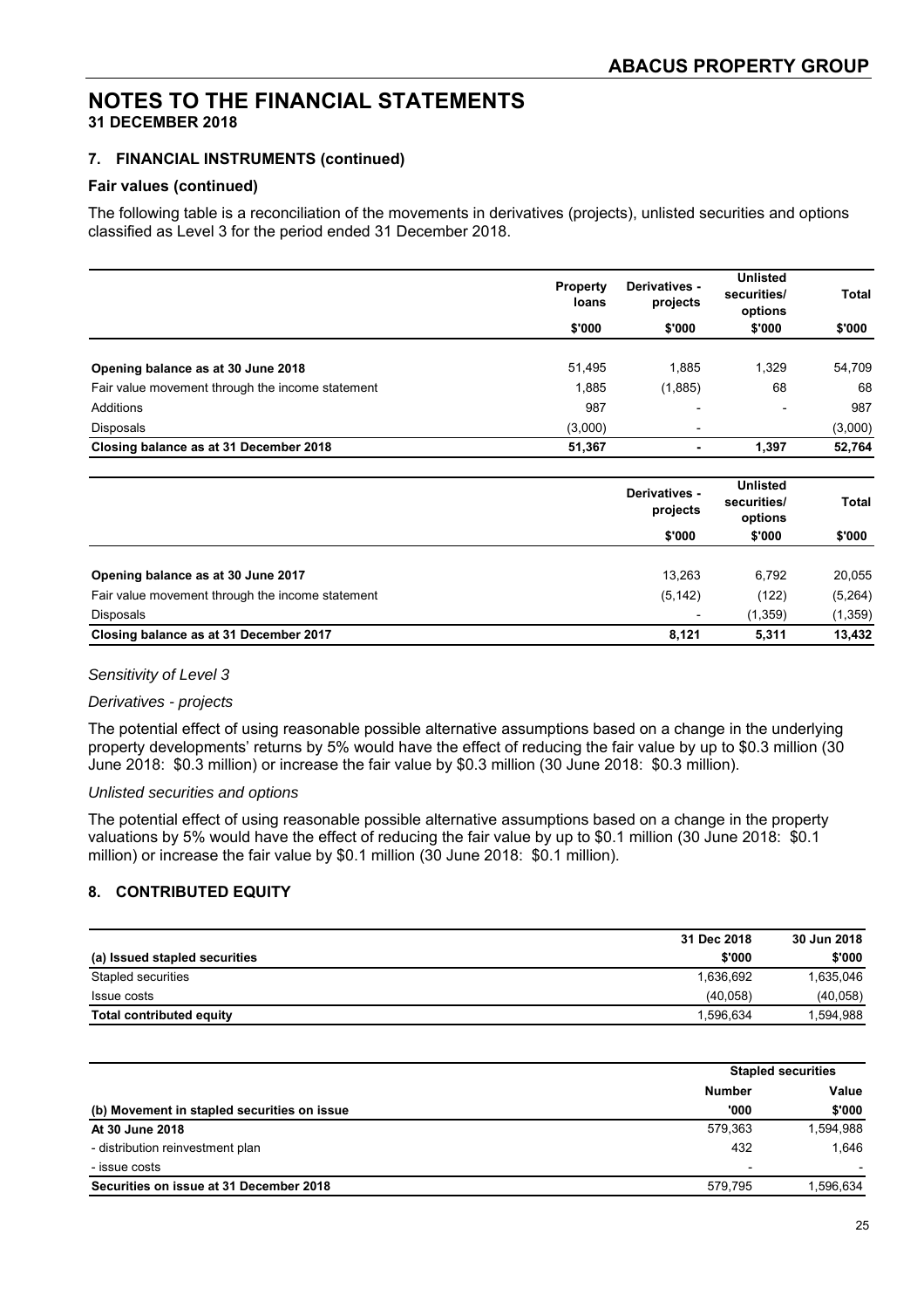# NOTES TO THE FINANCIAL STATEMENTS
**31 DECEMBER 2018**

### 7. FINANCIAL INSTRUMENTS (continued)

#### Fair values (continued)

The following table is a reconciliation of the movements in derivatives (projects), unlisted securities and options classified as Level 3 for the period ended 31 December 2018.

| | Property loans | Derivatives - projects | Unlisted securities/ options | Total |
|---|---|---|---|---|
| | $'000 | $'000 | $'000 | $'000 |
| **Opening balance as at 30 June 2018** | 51,495 | 1,885 | 1,329 | 54,709 |
| Fair value movement through the income statement | 1,885 | (1,885) | 68 | 68 |
| Additions | 987 | - | - | 987 |
| Disposals | (3,000) | - | | (3,000) |
| **Closing balance as at 31 December 2018** | **51,367** | **-** | **1,397** | **52,764** |

| | Derivatives - projects | Unlisted securities/ options | Total |
|---|---|---|---|
| | $'000 | $'000 | $'000 |
| **Opening balance as at 30 June 2017** | 13,263 | 6,792 | 20,055 |
| Fair value movement through the income statement | (5,142) | (122) | (5,264) |
| Disposals | - | (1,359) | (1,359) |
| **Closing balance as at 31 December 2017** | **8,121** | **5,311** | **13,432** |

*Sensitivity of Level 3*

*Derivatives - projects*

The potential effect of using reasonable possible alternative assumptions based on a change in the underlying property developments' returns by 5% would have the effect of reducing the fair value by up to $0.3 million (30 June 2018: $0.3 million) or increase the fair value by $0.3 million (30 June 2018: $0.3 million).

*Unlisted securities and options*

The potential effect of using reasonable possible alternative assumptions based on a change in the property valuations by 5% would have the effect of reducing the fair value by up to $0.1 million (30 June 2018: $0.1 million) or increase the fair value by $0.1 million (30 June 2018: $0.1 million).

### 8. CONTRIBUTED EQUITY

| (a) Issued stapled securities | 31 Dec 2018 $'000 | 30 Jun 2018 $'000 |
|---|---|---|
| Stapled securities | 1,636,692 | 1,635,046 |
| Issue costs | (40,058) | (40,058) |
| **Total contributed equity** | **1,596,634** | **1,594,988** |

| | Stapled securities | |
|---|---|---|
| **(b) Movement in stapled securities on issue** | **Number '000** | **Value $'000** |
| **At 30 June 2018** | 579,363 | 1,594,988 |
| - distribution reinvestment plan | 432 | 1,646 |
| - issue costs | - | - |
| **Securities on issue at 31 December 2018** | 579,795 | 1,596,634 |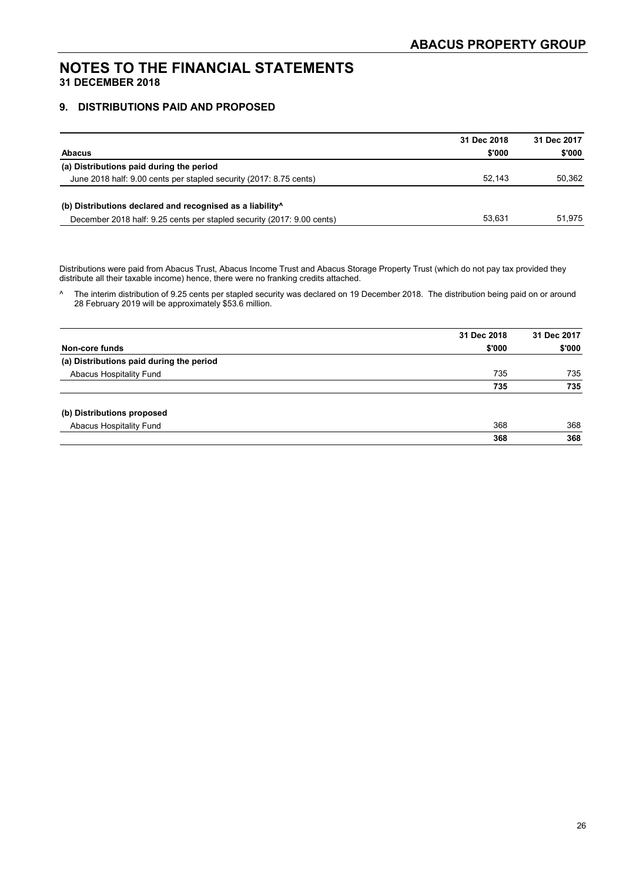# NOTES TO THE FINANCIAL STATEMENTS
**31 DECEMBER 2018**

## 9. DISTRIBUTIONS PAID AND PROPOSED

| Abacus | 31 Dec 2018 $'000 | 31 Dec 2017 $'000 |
|---|---|---|
| **(a) Distributions paid during the period** | | |
| June 2018 half: 9.00 cents per stapled security (2017: 8.75 cents) | 52,143 | 50,362 |
| | | |
| **(b) Distributions declared and recognised as a liability^** | | |
| December 2018 half: 9.25 cents per stapled security (2017: 9.00 cents) | 53,631 | 51,975 |

Distributions were paid from Abacus Trust, Abacus Income Trust and Abacus Storage Property Trust (which do not pay tax provided they distribute all their taxable income) hence, there were no franking credits attached.

^ The interim distribution of 9.25 cents per stapled security was declared on 19 December 2018. The distribution being paid on or around 28 February 2019 will be approximately $53.6 million.

| Non-core funds | 31 Dec 2018 $'000 | 31 Dec 2017 $'000 |
|---|---|---|
| **(a) Distributions paid during the period** | | |
| Abacus Hospitality Fund | 735 | 735 |
| | **735** | **735** |
| | | |
| **(b) Distributions proposed** | | |
| Abacus Hospitality Fund | 368 | 368 |
| | **368** | **368** |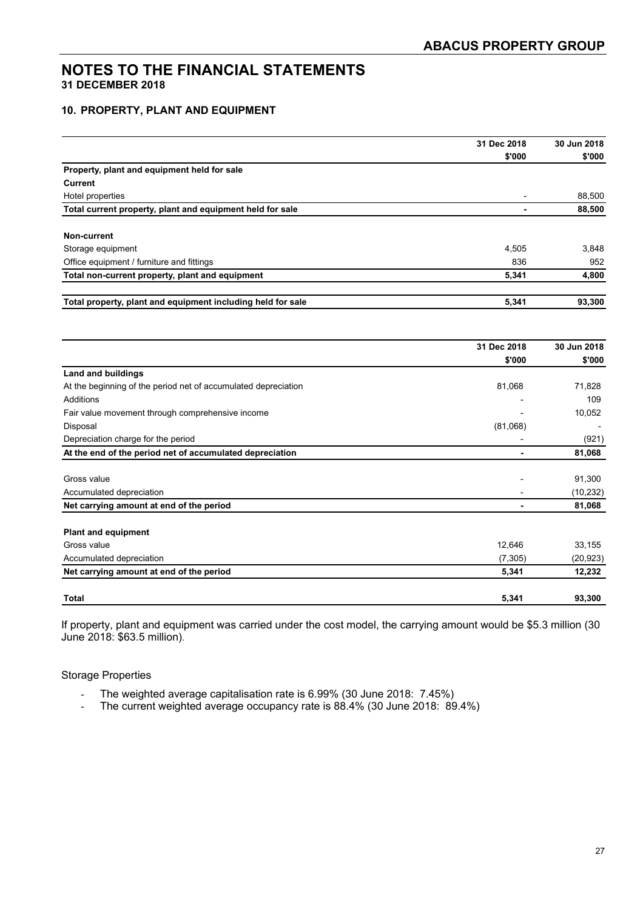# NOTES TO THE FINANCIAL STATEMENTS
**31 DECEMBER 2018**

## 10. PROPERTY, PLANT AND EQUIPMENT

| | 31 Dec 2018 | 30 Jun 2018 |
|---|---|---|
| | $'000 | $'000 |
| **Property, plant and equipment held for sale** | | |
| **Current** | | |
| Hotel properties | - | 88,500 |
| **Total current property, plant and equipment held for sale** | **-** | **88,500** |
| | | |
| **Non-current** | | |
| Storage equipment | 4,505 | 3,848 |
| Office equipment / furniture and fittings | 836 | 952 |
| **Total non-current property, plant and equipment** | **5,341** | **4,800** |
| | | |
| **Total property, plant and equipment including held for sale** | **5,341** | **93,300** |

| | 31 Dec 2018 | 30 Jun 2018 |
|---|---|---|
| | $'000 | $'000 |
| **Land and buildings** | | |
| At the beginning of the period net of accumulated depreciation | 81,068 | 71,828 |
| Additions | - | 109 |
| Fair value movement through comprehensive income | - | 10,052 |
| Disposal | (81,068) | - |
| Depreciation charge for the period | - | (921) |
| **At the end of the period net of accumulated depreciation** | **-** | **81,068** |
| | | |
| Gross value | - | 91,300 |
| Accumulated depreciation | - | (10,232) |
| **Net carrying amount at end of the period** | **-** | **81,068** |
| | | |
| **Plant and equipment** | | |
| Gross value | 12,646 | 33,155 |
| Accumulated depreciation | (7,305) | (20,923) |
| **Net carrying amount at end of the period** | **5,341** | **12,232** |
| | | |
| **Total** | **5,341** | **93,300** |

If property, plant and equipment was carried under the cost model, the carrying amount would be $5.3 million (30 June 2018: $63.5 million).

Storage Properties

- The weighted average capitalisation rate is 6.99% (30 June 2018: 7.45%)
- The current weighted average occupancy rate is 88.4% (30 June 2018: 89.4%)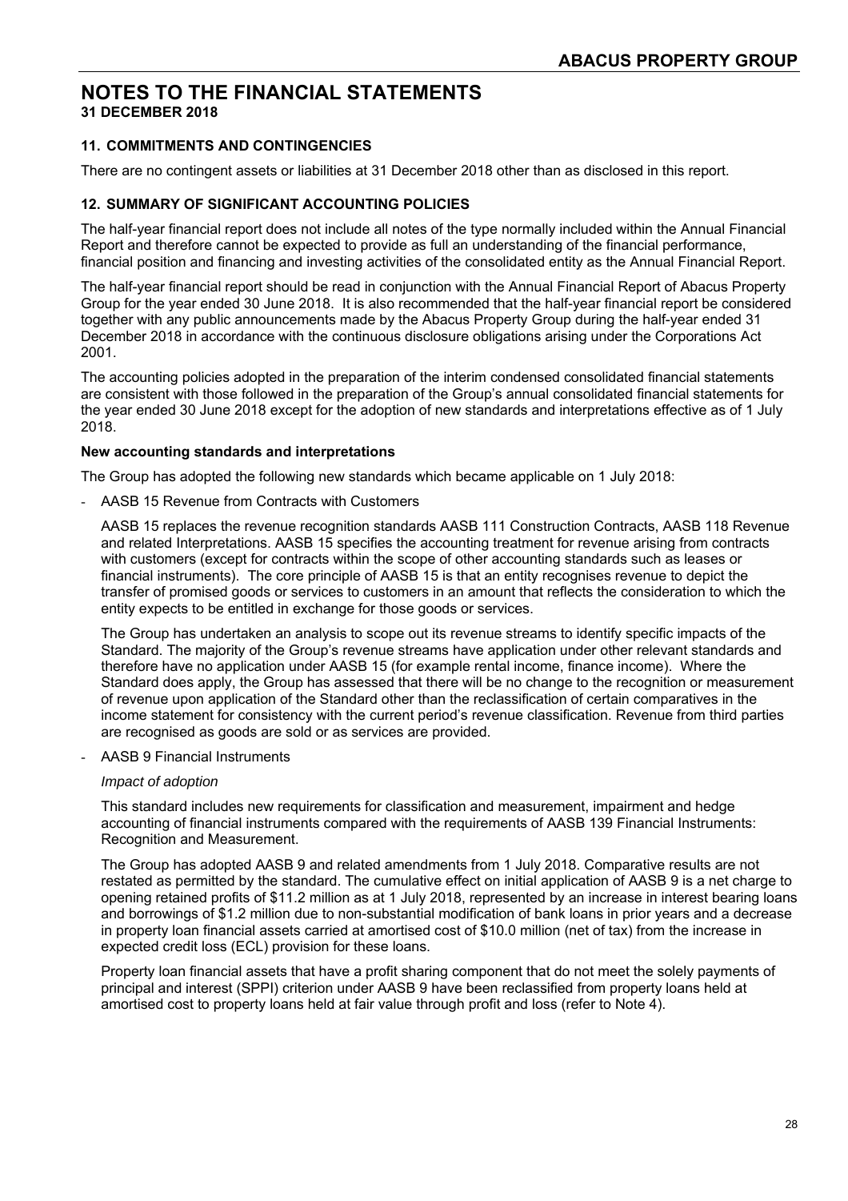# NOTES TO THE FINANCIAL STATEMENTS

**31 DECEMBER 2018**

### 11. COMMITMENTS AND CONTINGENCIES

There are no contingent assets or liabilities at 31 December 2018 other than as disclosed in this report.

### 12. SUMMARY OF SIGNIFICANT ACCOUNTING POLICIES

The half-year financial report does not include all notes of the type normally included within the Annual Financial Report and therefore cannot be expected to provide as full an understanding of the financial performance, financial position and financing and investing activities of the consolidated entity as the Annual Financial Report.

The half-year financial report should be read in conjunction with the Annual Financial Report of Abacus Property Group for the year ended 30 June 2018. It is also recommended that the half-year financial report be considered together with any public announcements made by the Abacus Property Group during the half-year ended 31 December 2018 in accordance with the continuous disclosure obligations arising under the Corporations Act 2001.

The accounting policies adopted in the preparation of the interim condensed consolidated financial statements are consistent with those followed in the preparation of the Group's annual consolidated financial statements for the year ended 30 June 2018 except for the adoption of new standards and interpretations effective as of 1 July 2018.

**New accounting standards and interpretations**

The Group has adopted the following new standards which became applicable on 1 July 2018:

- AASB 15 Revenue from Contracts with Customers

  AASB 15 replaces the revenue recognition standards AASB 111 Construction Contracts, AASB 118 Revenue and related Interpretations. AASB 15 specifies the accounting treatment for revenue arising from contracts with customers (except for contracts within the scope of other accounting standards such as leases or financial instruments). The core principle of AASB 15 is that an entity recognises revenue to depict the transfer of promised goods or services to customers in an amount that reflects the consideration to which the entity expects to be entitled in exchange for those goods or services.

  The Group has undertaken an analysis to scope out its revenue streams to identify specific impacts of the Standard. The majority of the Group's revenue streams have application under other relevant standards and therefore have no application under AASB 15 (for example rental income, finance income). Where the Standard does apply, the Group has assessed that there will be no change to the recognition or measurement of revenue upon application of the Standard other than the reclassification of certain comparatives in the income statement for consistency with the current period's revenue classification. Revenue from third parties are recognised as goods are sold or as services are provided.

- AASB 9 Financial Instruments

  *Impact of adoption*

  This standard includes new requirements for classification and measurement, impairment and hedge accounting of financial instruments compared with the requirements of AASB 139 Financial Instruments: Recognition and Measurement.

  The Group has adopted AASB 9 and related amendments from 1 July 2018. Comparative results are not restated as permitted by the standard. The cumulative effect on initial application of AASB 9 is a net charge to opening retained profits of $11.2 million as at 1 July 2018, represented by an increase in interest bearing loans and borrowings of $1.2 million due to non-substantial modification of bank loans in prior years and a decrease in property loan financial assets carried at amortised cost of $10.0 million (net of tax) from the increase in expected credit loss (ECL) provision for these loans.

  Property loan financial assets that have a profit sharing component that do not meet the solely payments of principal and interest (SPPI) criterion under AASB 9 have been reclassified from property loans held at amortised cost to property loans held at fair value through profit and loss (refer to Note 4).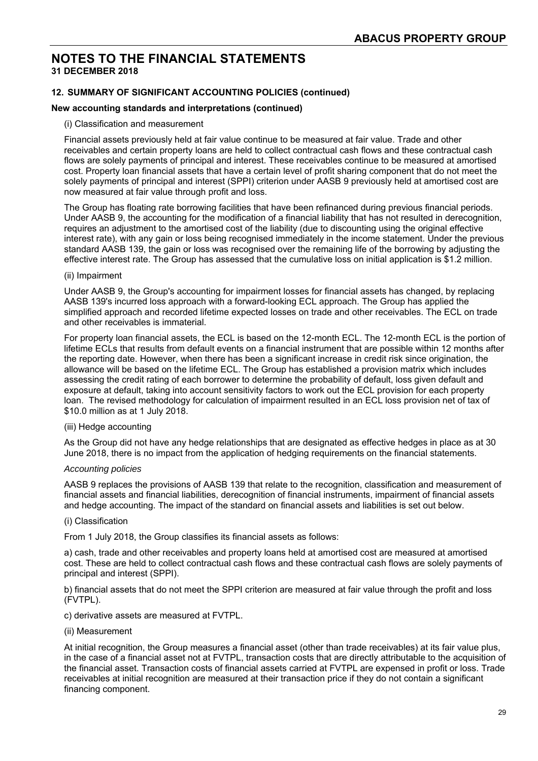# NOTES TO THE FINANCIAL STATEMENTS

**31 DECEMBER 2018**

### 12. SUMMARY OF SIGNIFICANT ACCOUNTING POLICIES (continued)

**New accounting standards and interpretations (continued)**

(i) Classification and measurement

Financial assets previously held at fair value continue to be measured at fair value. Trade and other receivables and certain property loans are held to collect contractual cash flows and these contractual cash flows are solely payments of principal and interest. These receivables continue to be measured at amortised cost. Property loan financial assets that have a certain level of profit sharing component that do not meet the solely payments of principal and interest (SPPI) criterion under AASB 9 previously held at amortised cost are now measured at fair value through profit and loss.

The Group has floating rate borrowing facilities that have been refinanced during previous financial periods. Under AASB 9, the accounting for the modification of a financial liability that has not resulted in derecognition, requires an adjustment to the amortised cost of the liability (due to discounting using the original effective interest rate), with any gain or loss being recognised immediately in the income statement. Under the previous standard AASB 139, the gain or loss was recognised over the remaining life of the borrowing by adjusting the effective interest rate. The Group has assessed that the cumulative loss on initial application is $1.2 million.

(ii) Impairment

Under AASB 9, the Group's accounting for impairment losses for financial assets has changed, by replacing AASB 139's incurred loss approach with a forward-looking ECL approach. The Group has applied the simplified approach and recorded lifetime expected losses on trade and other receivables. The ECL on trade and other receivables is immaterial.

For property loan financial assets, the ECL is based on the 12-month ECL. The 12-month ECL is the portion of lifetime ECLs that results from default events on a financial instrument that are possible within 12 months after the reporting date. However, when there has been a significant increase in credit risk since origination, the allowance will be based on the lifetime ECL. The Group has established a provision matrix which includes assessing the credit rating of each borrower to determine the probability of default, loss given default and exposure at default, taking into account sensitivity factors to work out the ECL provision for each property loan. The revised methodology for calculation of impairment resulted in an ECL loss provision net of tax of $10.0 million as at 1 July 2018.

(iii) Hedge accounting

As the Group did not have any hedge relationships that are designated as effective hedges in place as at 30 June 2018, there is no impact from the application of hedging requirements on the financial statements.

*Accounting policies*

AASB 9 replaces the provisions of AASB 139 that relate to the recognition, classification and measurement of financial assets and financial liabilities, derecognition of financial instruments, impairment of financial assets and hedge accounting. The impact of the standard on financial assets and liabilities is set out below.

(i) Classification

From 1 July 2018, the Group classifies its financial assets as follows:

a) cash, trade and other receivables and property loans held at amortised cost are measured at amortised cost. These are held to collect contractual cash flows and these contractual cash flows are solely payments of principal and interest (SPPI).

b) financial assets that do not meet the SPPI criterion are measured at fair value through the profit and loss (FVTPL).

c) derivative assets are measured at FVTPL.

(ii) Measurement

At initial recognition, the Group measures a financial asset (other than trade receivables) at its fair value plus, in the case of a financial asset not at FVTPL, transaction costs that are directly attributable to the acquisition of the financial asset. Transaction costs of financial assets carried at FVTPL are expensed in profit or loss. Trade receivables at initial recognition are measured at their transaction price if they do not contain a significant financing component.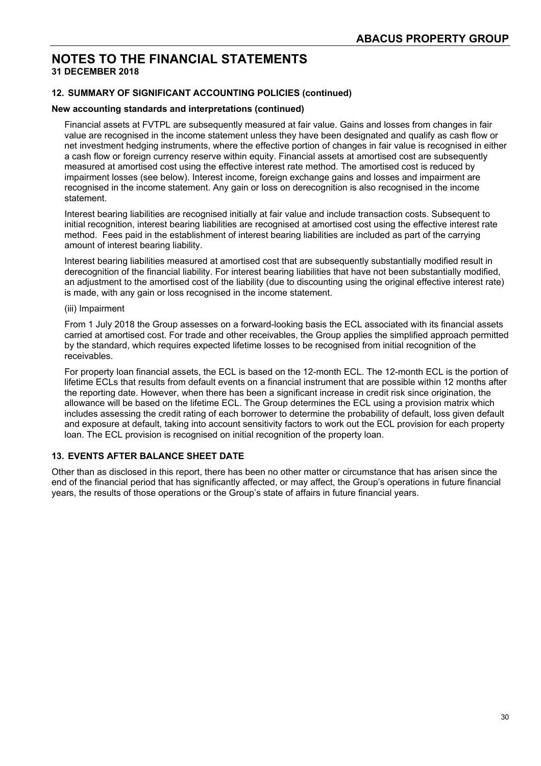# NOTES TO THE FINANCIAL STATEMENTS

**31 DECEMBER 2018**

### 12. SUMMARY OF SIGNIFICANT ACCOUNTING POLICIES (continued)

**New accounting standards and interpretations (continued)**

Financial assets at FVTPL are subsequently measured at fair value. Gains and losses from changes in fair value are recognised in the income statement unless they have been designated and qualify as cash flow or net investment hedging instruments, where the effective portion of changes in fair value is recognised in either a cash flow or foreign currency reserve within equity. Financial assets at amortised cost are subsequently measured at amortised cost using the effective interest rate method. The amortised cost is reduced by impairment losses (see below). Interest income, foreign exchange gains and losses and impairment are recognised in the income statement. Any gain or loss on derecognition is also recognised in the income statement.

Interest bearing liabilities are recognised initially at fair value and include transaction costs. Subsequent to initial recognition, interest bearing liabilities are recognised at amortised cost using the effective interest rate method. Fees paid in the establishment of interest bearing liabilities are included as part of the carrying amount of interest bearing liability.

Interest bearing liabilities measured at amortised cost that are subsequently substantially modified result in derecognition of the financial liability. For interest bearing liabilities that have not been substantially modified, an adjustment to the amortised cost of the liability (due to discounting using the original effective interest rate) is made, with any gain or loss recognised in the income statement.

(iii) Impairment

From 1 July 2018 the Group assesses on a forward-looking basis the ECL associated with its financial assets carried at amortised cost. For trade and other receivables, the Group applies the simplified approach permitted by the standard, which requires expected lifetime losses to be recognised from initial recognition of the receivables.

For property loan financial assets, the ECL is based on the 12-month ECL. The 12-month ECL is the portion of lifetime ECLs that results from default events on a financial instrument that are possible within 12 months after the reporting date. However, when there has been a significant increase in credit risk since origination, the allowance will be based on the lifetime ECL. The Group determines the ECL using a provision matrix which includes assessing the credit rating of each borrower to determine the probability of default, loss given default and exposure at default, taking into account sensitivity factors to work out the ECL provision for each property loan. The ECL provision is recognised on initial recognition of the property loan.

### 13. EVENTS AFTER BALANCE SHEET DATE

Other than as disclosed in this report, there has been no other matter or circumstance that has arisen since the end of the financial period that has significantly affected, or may affect, the Group's operations in future financial years, the results of those operations or the Group's state of affairs in future financial years.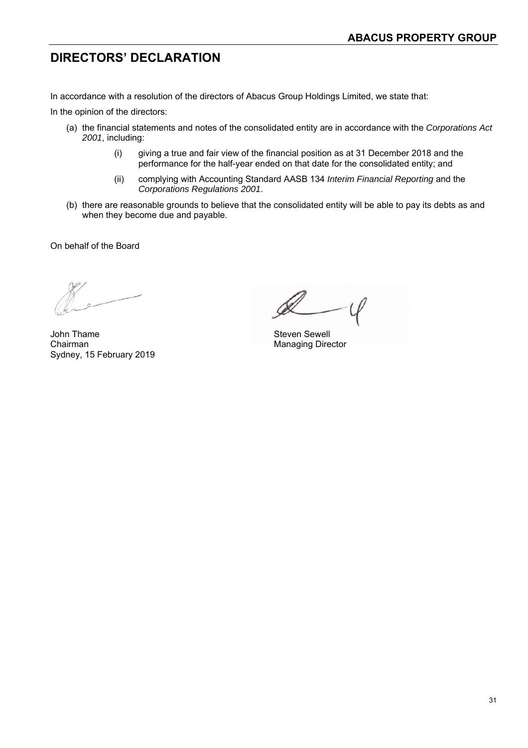# DIRECTORS' DECLARATION

In accordance with a resolution of the directors of Abacus Group Holdings Limited, we state that:

In the opinion of the directors:

(a) the financial statements and notes of the consolidated entity are in accordance with the *Corporations Act 2001*, including:

   (i) giving a true and fair view of the financial position as at 31 December 2018 and the performance for the half-year ended on that date for the consolidated entity; and

   (ii) complying with Accounting Standard AASB 134 *Interim Financial Reporting* and the *Corporations Regulations 2001*.

(b) there are reasonable grounds to believe that the consolidated entity will be able to pay its debts as and when they become due and payable.

On behalf of the Board

John Thame
Chairman
Sydney, 15 February 2019

Steven Sewell
Managing Director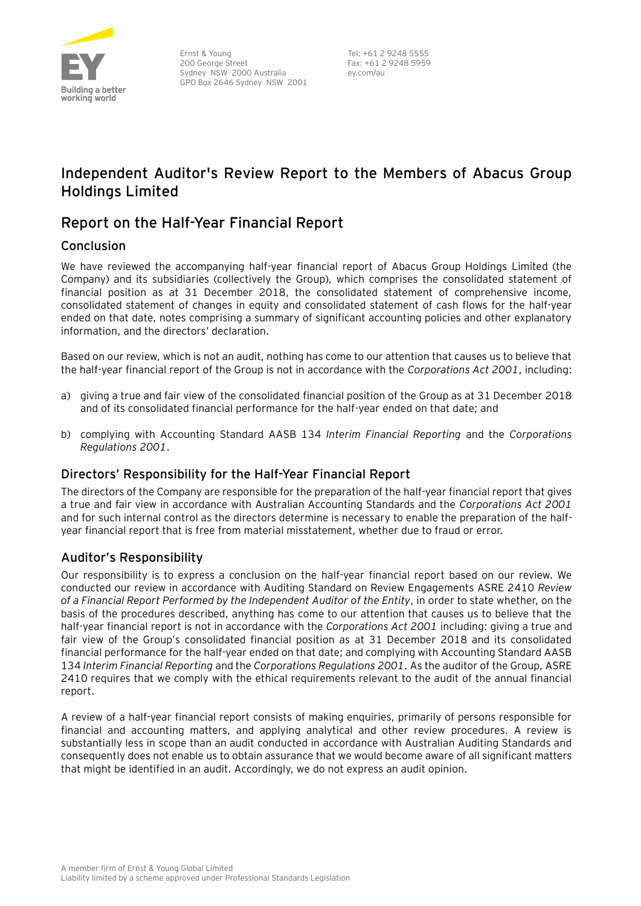Ernst & Young
200 George Street
Sydney NSW 2000 Australia
GPO Box 2646 Sydney NSW 2001

Tel: +61 2 9248 5555
Fax: +61 2 9248 5959
ey.com/au

# Independent Auditor's Review Report to the Members of Abacus Group Holdings Limited

## Report on the Half-Year Financial Report

### Conclusion

We have reviewed the accompanying half-year financial report of Abacus Group Holdings Limited (the Company) and its subsidiaries (collectively the Group), which comprises the consolidated statement of financial position as at 31 December 2018, the consolidated statement of comprehensive income, consolidated statement of changes in equity and consolidated statement of cash flows for the half-year ended on that date, notes comprising a summary of significant accounting policies and other explanatory information, and the directors' declaration.

Based on our review, which is not an audit, nothing has come to our attention that causes us to believe that the half-year financial report of the Group is not in accordance with the *Corporations Act 2001*, including:

a) giving a true and fair view of the consolidated financial position of the Group as at 31 December 2018 and of its consolidated financial performance for the half-year ended on that date; and

b) complying with Accounting Standard AASB 134 *Interim Financial Reporting* and the *Corporations Regulations 2001*.

### Directors' Responsibility for the Half-Year Financial Report

The directors of the Company are responsible for the preparation of the half-year financial report that gives a true and fair view in accordance with Australian Accounting Standards and the *Corporations Act 2001* and for such internal control as the directors determine is necessary to enable the preparation of the half-year financial report that is free from material misstatement, whether due to fraud or error.

### Auditor's Responsibility

Our responsibility is to express a conclusion on the half-year financial report based on our review. We conducted our review in accordance with Auditing Standard on Review Engagements ASRE 2410 *Review of a Financial Report Performed by the Independent Auditor of the Entity*, in order to state whether, on the basis of the procedures described, anything has come to our attention that causes us to believe that the half-year financial report is not in accordance with the *Corporations Act 2001* including: giving a true and fair view of the Group's consolidated financial position as at 31 December 2018 and its consolidated financial performance for the half-year ended on that date; and complying with Accounting Standard AASB 134 *Interim Financial Reporting* and the *Corporations Regulations 2001*. As the auditor of the Group, ASRE 2410 requires that we comply with the ethical requirements relevant to the audit of the annual financial report.

A review of a half-year financial report consists of making enquiries, primarily of persons responsible for financial and accounting matters, and applying analytical and other review procedures. A review is substantially less in scope than an audit conducted in accordance with Australian Auditing Standards and consequently does not enable us to obtain assurance that we would become aware of all significant matters that might be identified in an audit. Accordingly, we do not express an audit opinion.

A member firm of Ernst & Young Global Limited
Liability limited by a scheme approved under Professional Standards Legislation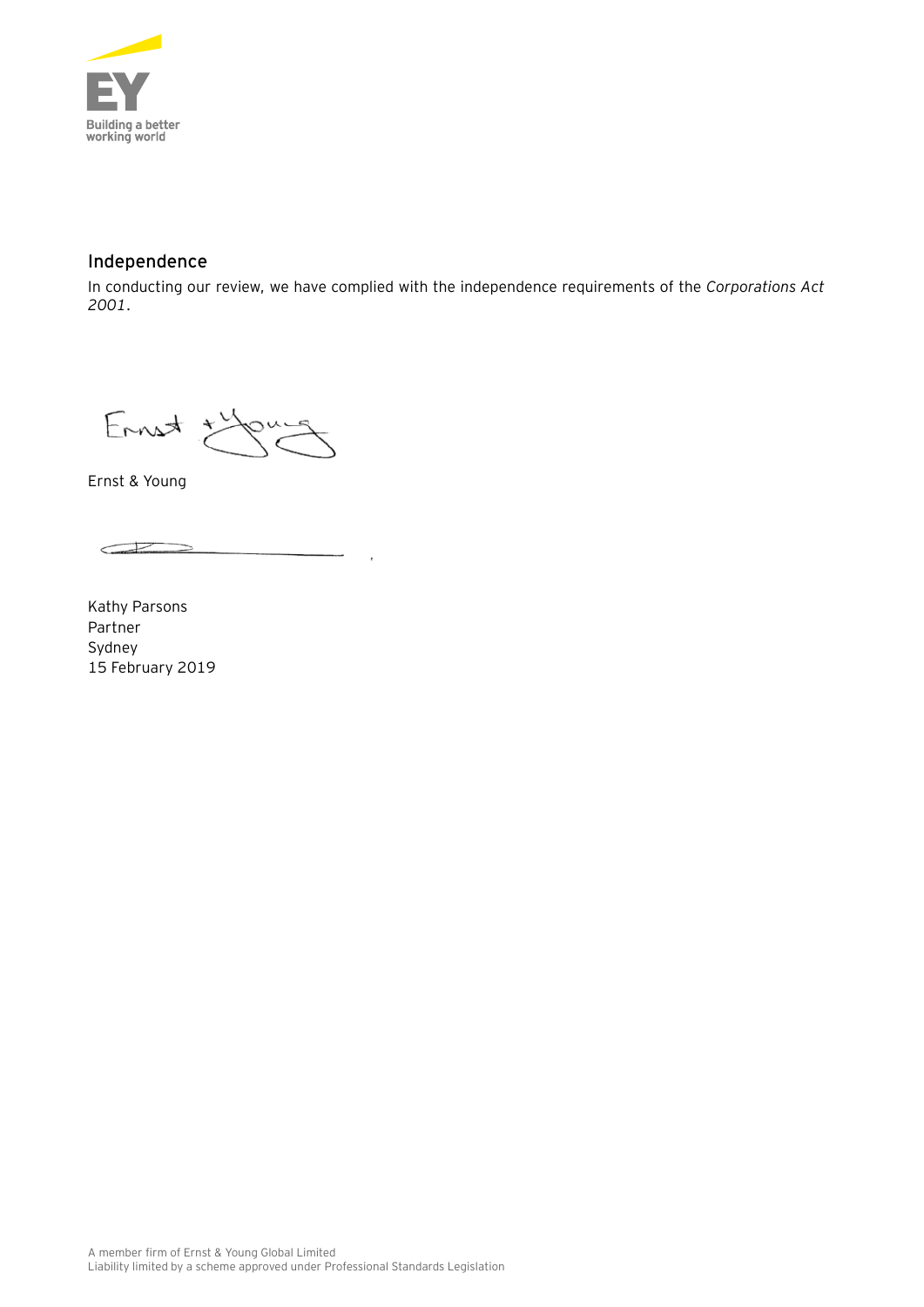## Independence

In conducting our review, we have complied with the independence requirements of the *Corporations Act 2001*.

Ernst & Young

Kathy Parsons
Partner
Sydney
15 February 2019

A member firm of Ernst & Young Global Limited
Liability limited by a scheme approved under Professional Standards Legislation